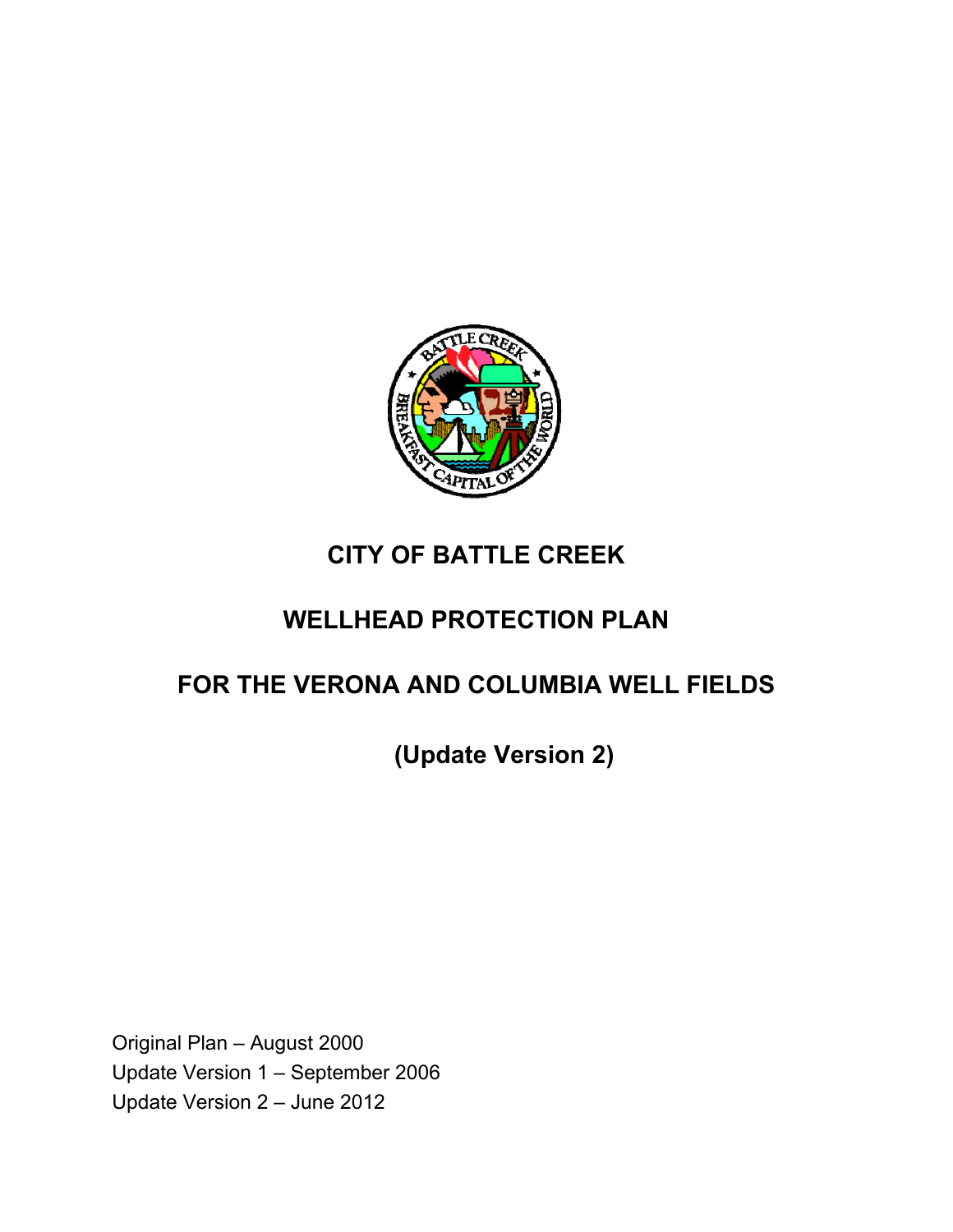# CITY OF BATTLE CREEK

# WELLHEAD PROTECTION PLAN

# FOR THE VERONA AND COLUMBIA WELL FIELDS

## (Update Version 2)

Original Plan – August 2000
Update Version 1 – September 2006
Update Version 2 – June 2012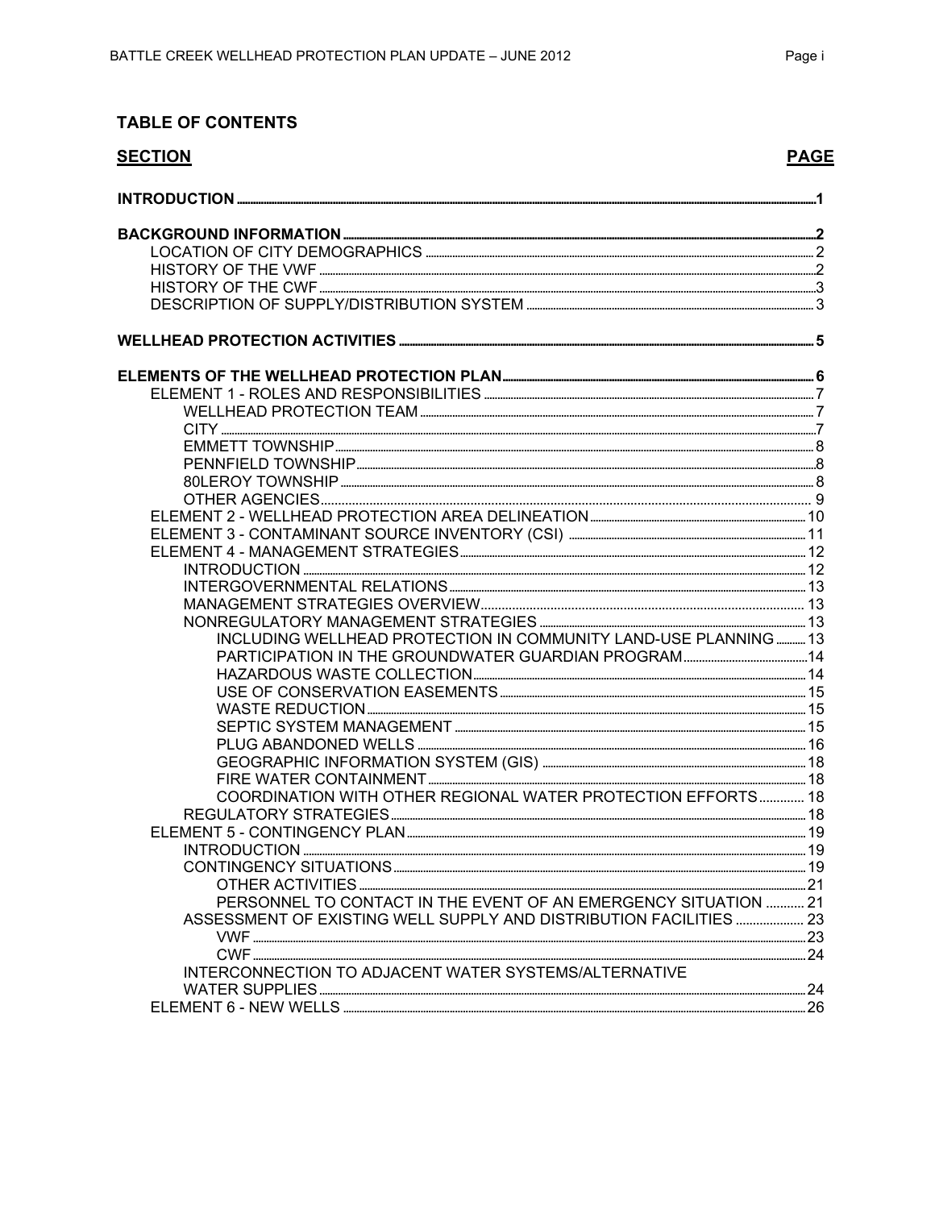## TABLE OF CONTENTS

| SECTION | PAGE |
|---|---|
| **INTRODUCTION** | 1 |
| **BACKGROUND INFORMATION** | 2 |
| LOCATION OF CITY DEMOGRAPHICS | 2 |
| HISTORY OF THE VWF | 2 |
| HISTORY OF THE CWF | 3 |
| DESCRIPTION OF SUPPLY/DISTRIBUTION SYSTEM | 3 |
| **WELLHEAD PROTECTION ACTIVITIES** | 5 |
| **ELEMENTS OF THE WELLHEAD PROTECTION PLAN** | 6 |
| ELEMENT 1 - ROLES AND RESPONSIBILITIES | 7 |
| WELLHEAD PROTECTION TEAM | 7 |
| CITY | 7 |
| EMMETT TOWNSHIP | 8 |
| PENNFIELD TOWNSHIP | 8 |
| 80LEROY TOWNSHIP | 8 |
| OTHER AGENCIES | 9 |
| ELEMENT 2 - WELLHEAD PROTECTION AREA DELINEATION | 10 |
| ELEMENT 3 - CONTAMINANT SOURCE INVENTORY (CSI) | 11 |
| ELEMENT 4 - MANAGEMENT STRATEGIES | 12 |
| INTRODUCTION | 12 |
| INTERGOVERNMENTAL RELATIONS | 13 |
| MANAGEMENT STRATEGIES OVERVIEW | 13 |
| NONREGULATORY MANAGEMENT STRATEGIES | 13 |
| INCLUDING WELLHEAD PROTECTION IN COMMUNITY LAND-USE PLANNING | 13 |
| PARTICIPATION IN THE GROUNDWATER GUARDIAN PROGRAM | 14 |
| HAZARDOUS WASTE COLLECTION | 14 |
| USE OF CONSERVATION EASEMENTS | 15 |
| WASTE REDUCTION | 15 |
| SEPTIC SYSTEM MANAGEMENT | 15 |
| PLUG ABANDONED WELLS | 16 |
| GEOGRAPHIC INFORMATION SYSTEM (GIS) | 18 |
| FIRE WATER CONTAINMENT | 18 |
| COORDINATION WITH OTHER REGIONAL WATER PROTECTION EFFORTS | 18 |
| REGULATORY STRATEGIES | 18 |
| ELEMENT 5 - CONTINGENCY PLAN | 19 |
| INTRODUCTION | 19 |
| CONTINGENCY SITUATIONS | 19 |
| OTHER ACTIVITIES | 21 |
| PERSONNEL TO CONTACT IN THE EVENT OF AN EMERGENCY SITUATION | 21 |
| ASSESSMENT OF EXISTING WELL SUPPLY AND DISTRIBUTION FACILITIES | 23 |
| VWF | 23 |
| CWF | 24 |
| INTERCONNECTION TO ADJACENT WATER SYSTEMS/ALTERNATIVE WATER SUPPLIES | 24 |
| ELEMENT 6 - NEW WELLS | 26 |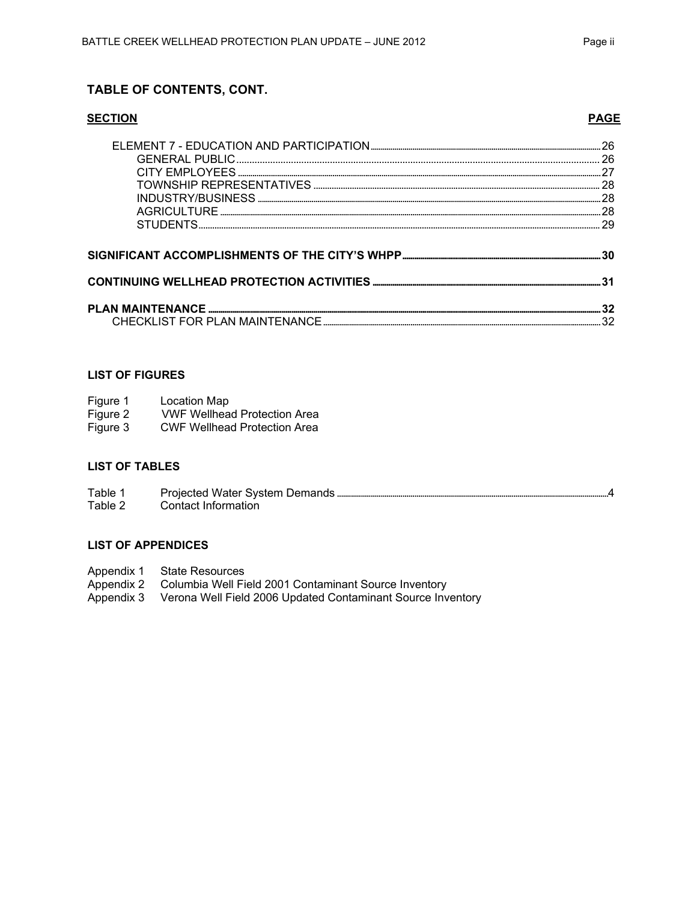## TABLE OF CONTENTS, CONT.

| SECTION | PAGE |
|---|---|
| ELEMENT 7 - EDUCATION AND PARTICIPATION | 26 |
| GENERAL PUBLIC | 26 |
| CITY EMPLOYEES | 27 |
| TOWNSHIP REPRESENTATIVES | 28 |
| INDUSTRY/BUSINESS | 28 |
| AGRICULTURE | 28 |
| STUDENTS | 29 |
| **SIGNIFICANT ACCOMPLISHMENTS OF THE CITY'S WHPP** | **30** |
| **CONTINUING WELLHEAD PROTECTION ACTIVITIES** | **31** |
| **PLAN MAINTENANCE** | **32** |
| CHECKLIST FOR PLAN MAINTENANCE | 32 |

### LIST OF FIGURES

Figure 1 Location Map
Figure 2 VWF Wellhead Protection Area
Figure 3 CWF Wellhead Protection Area

### LIST OF TABLES

Table 1 Projected Water System Demands ..... 4
Table 2 Contact Information

### LIST OF APPENDICES

Appendix 1 State Resources
Appendix 2 Columbia Well Field 2001 Contaminant Source Inventory
Appendix 3 Verona Well Field 2006 Updated Contaminant Source Inventory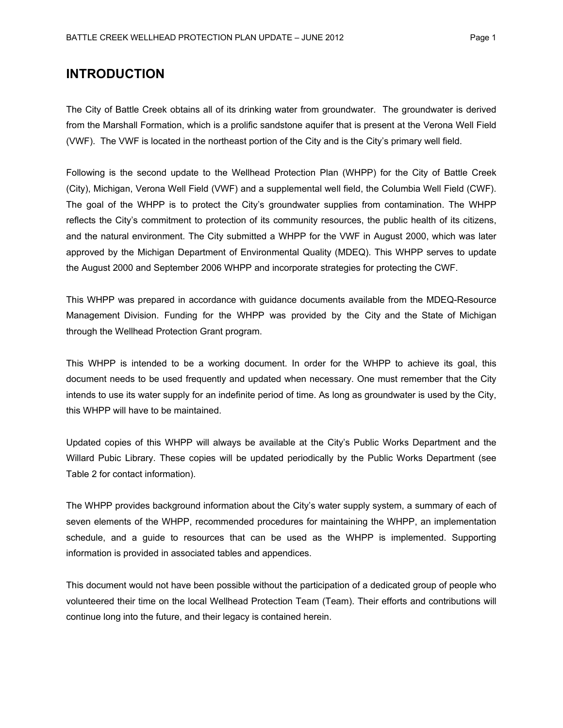# INTRODUCTION

The City of Battle Creek obtains all of its drinking water from groundwater. The groundwater is derived from the Marshall Formation, which is a prolific sandstone aquifer that is present at the Verona Well Field (VWF). The VWF is located in the northeast portion of the City and is the City's primary well field.

Following is the second update to the Wellhead Protection Plan (WHPP) for the City of Battle Creek (City), Michigan, Verona Well Field (VWF) and a supplemental well field, the Columbia Well Field (CWF). The goal of the WHPP is to protect the City's groundwater supplies from contamination. The WHPP reflects the City's commitment to protection of its community resources, the public health of its citizens, and the natural environment. The City submitted a WHPP for the VWF in August 2000, which was later approved by the Michigan Department of Environmental Quality (MDEQ). This WHPP serves to update the August 2000 and September 2006 WHPP and incorporate strategies for protecting the CWF.

This WHPP was prepared in accordance with guidance documents available from the MDEQ-Resource Management Division. Funding for the WHPP was provided by the City and the State of Michigan through the Wellhead Protection Grant program.

This WHPP is intended to be a working document. In order for the WHPP to achieve its goal, this document needs to be used frequently and updated when necessary. One must remember that the City intends to use its water supply for an indefinite period of time. As long as groundwater is used by the City, this WHPP will have to be maintained.

Updated copies of this WHPP will always be available at the City's Public Works Department and the Willard Pubic Library. These copies will be updated periodically by the Public Works Department (see Table 2 for contact information).

The WHPP provides background information about the City's water supply system, a summary of each of seven elements of the WHPP, recommended procedures for maintaining the WHPP, an implementation schedule, and a guide to resources that can be used as the WHPP is implemented. Supporting information is provided in associated tables and appendices.

This document would not have been possible without the participation of a dedicated group of people who volunteered their time on the local Wellhead Protection Team (Team). Their efforts and contributions will continue long into the future, and their legacy is contained herein.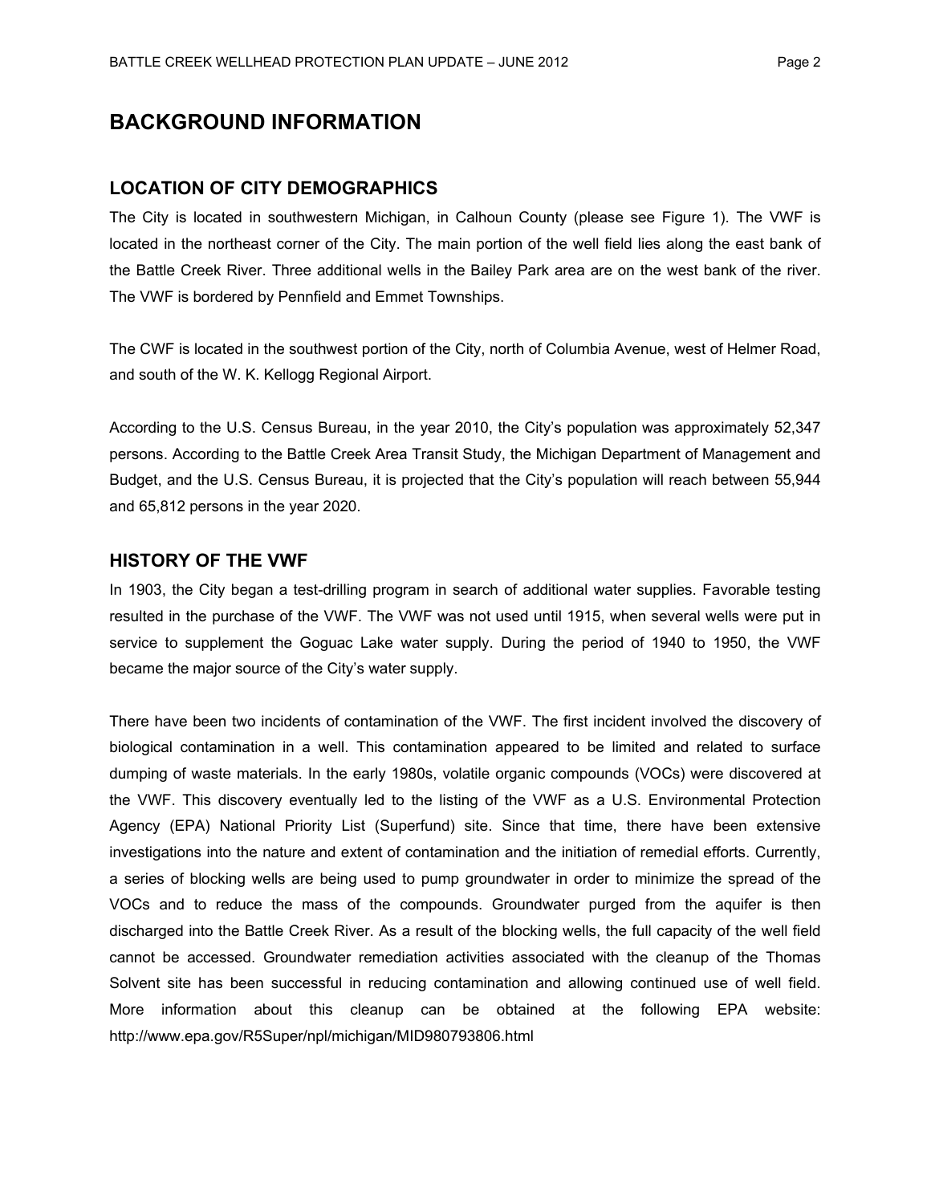# BACKGROUND INFORMATION

## LOCATION OF CITY DEMOGRAPHICS

The City is located in southwestern Michigan, in Calhoun County (please see Figure 1). The VWF is located in the northeast corner of the City. The main portion of the well field lies along the east bank of the Battle Creek River. Three additional wells in the Bailey Park area are on the west bank of the river. The VWF is bordered by Pennfield and Emmet Townships.

The CWF is located in the southwest portion of the City, north of Columbia Avenue, west of Helmer Road, and south of the W. K. Kellogg Regional Airport.

According to the U.S. Census Bureau, in the year 2010, the City's population was approximately 52,347 persons. According to the Battle Creek Area Transit Study, the Michigan Department of Management and Budget, and the U.S. Census Bureau, it is projected that the City's population will reach between 55,944 and 65,812 persons in the year 2020.

## HISTORY OF THE VWF

In 1903, the City began a test-drilling program in search of additional water supplies. Favorable testing resulted in the purchase of the VWF. The VWF was not used until 1915, when several wells were put in service to supplement the Goguac Lake water supply. During the period of 1940 to 1950, the VWF became the major source of the City's water supply.

There have been two incidents of contamination of the VWF. The first incident involved the discovery of biological contamination in a well. This contamination appeared to be limited and related to surface dumping of waste materials. In the early 1980s, volatile organic compounds (VOCs) were discovered at the VWF. This discovery eventually led to the listing of the VWF as a U.S. Environmental Protection Agency (EPA) National Priority List (Superfund) site. Since that time, there have been extensive investigations into the nature and extent of contamination and the initiation of remedial efforts. Currently, a series of blocking wells are being used to pump groundwater in order to minimize the spread of the VOCs and to reduce the mass of the compounds. Groundwater purged from the aquifer is then discharged into the Battle Creek River. As a result of the blocking wells, the full capacity of the well field cannot be accessed. Groundwater remediation activities associated with the cleanup of the Thomas Solvent site has been successful in reducing contamination and allowing continued use of well field. More information about this cleanup can be obtained at the following EPA website: http://www.epa.gov/R5Super/npl/michigan/MID980793806.html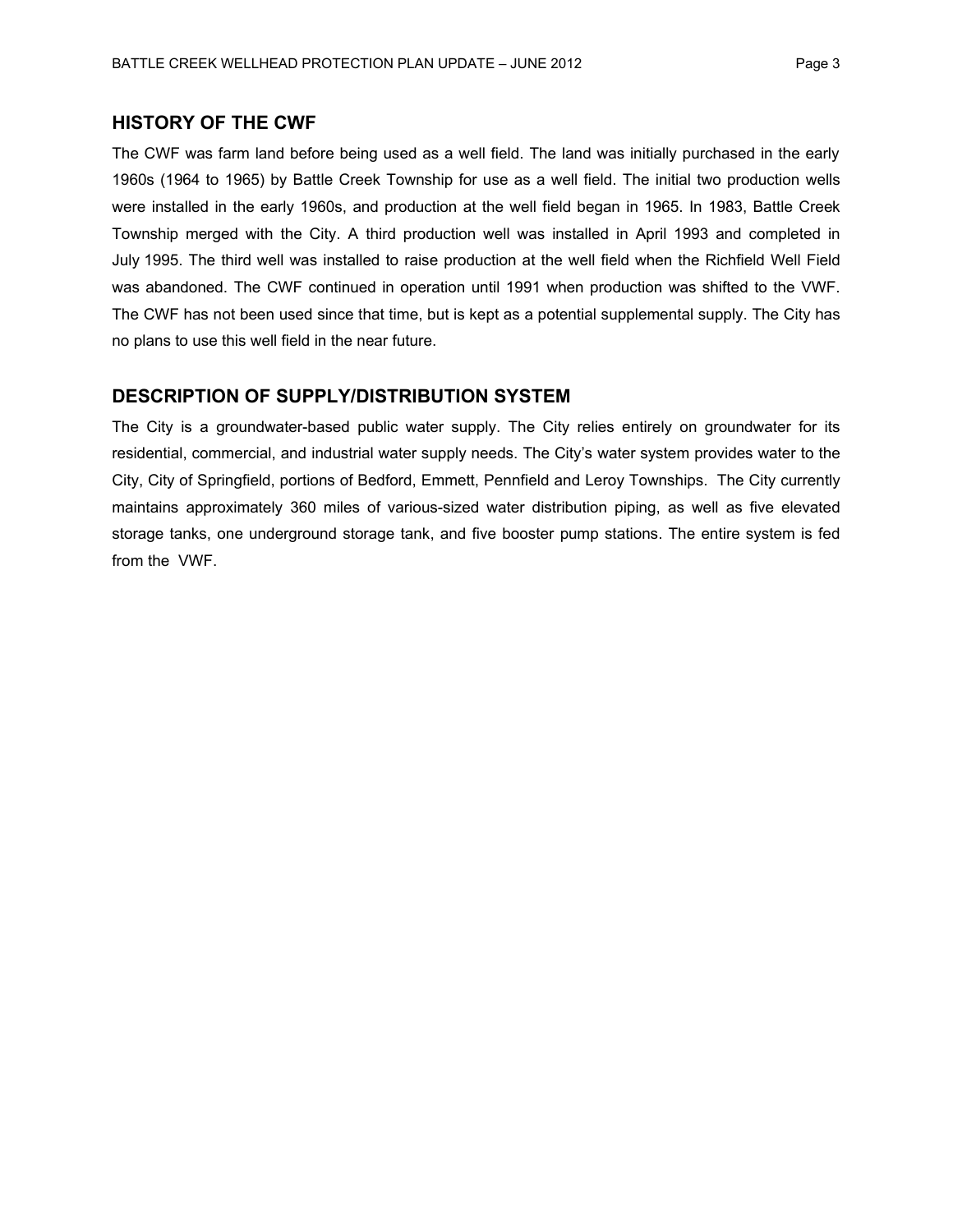## HISTORY OF THE CWF

The CWF was farm land before being used as a well field. The land was initially purchased in the early 1960s (1964 to 1965) by Battle Creek Township for use as a well field. The initial two production wells were installed in the early 1960s, and production at the well field began in 1965. In 1983, Battle Creek Township merged with the City. A third production well was installed in April 1993 and completed in July 1995. The third well was installed to raise production at the well field when the Richfield Well Field was abandoned. The CWF continued in operation until 1991 when production was shifted to the VWF. The CWF has not been used since that time, but is kept as a potential supplemental supply. The City has no plans to use this well field in the near future.

## DESCRIPTION OF SUPPLY/DISTRIBUTION SYSTEM

The City is a groundwater-based public water supply. The City relies entirely on groundwater for its residential, commercial, and industrial water supply needs. The City's water system provides water to the City, City of Springfield, portions of Bedford, Emmett, Pennfield and Leroy Townships. The City currently maintains approximately 360 miles of various-sized water distribution piping, as well as five elevated storage tanks, one underground storage tank, and five booster pump stations. The entire system is fed from the VWF.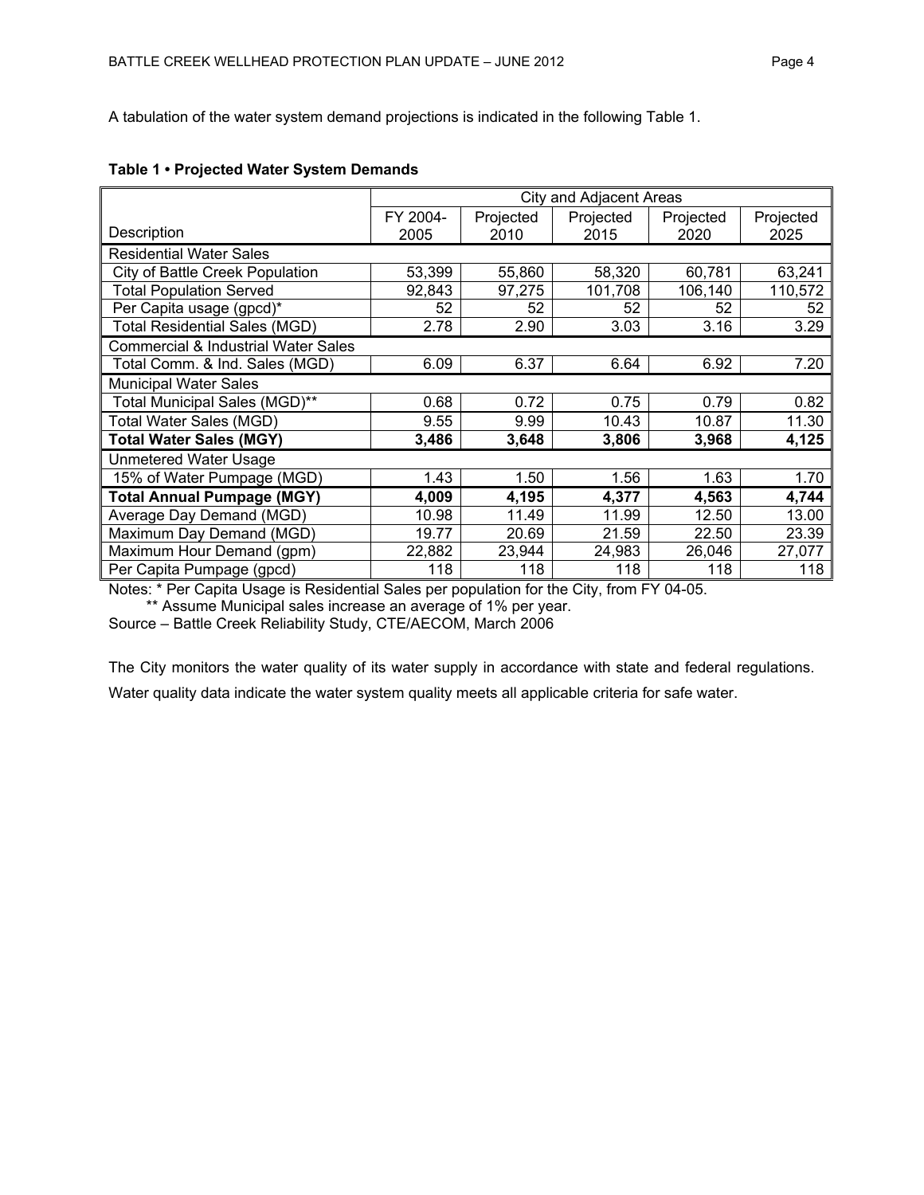A tabulation of the water system demand projections is indicated in the following Table 1.

**Table 1 • Projected Water System Demands**

| | City and Adjacent Areas | | | | |
|---|---|---|---|---|---|
| Description | FY 2004-2005 | Projected 2010 | Projected 2015 | Projected 2020 | Projected 2025 |
| Residential Water Sales | | | | | |
| City of Battle Creek Population | 53,399 | 55,860 | 58,320 | 60,781 | 63,241 |
| Total Population Served | 92,843 | 97,275 | 101,708 | 106,140 | 110,572 |
| Per Capita usage (gpcd)* | 52 | 52 | 52 | 52 | 52 |
| Total Residential Sales (MGD) | 2.78 | 2.90 | 3.03 | 3.16 | 3.29 |
| Commercial & Industrial Water Sales | | | | | |
| Total Comm. & Ind. Sales (MGD) | 6.09 | 6.37 | 6.64 | 6.92 | 7.20 |
| Municipal Water Sales | | | | | |
| Total Municipal Sales (MGD)** | 0.68 | 0.72 | 0.75 | 0.79 | 0.82 |
| Total Water Sales (MGD) | 9.55 | 9.99 | 10.43 | 10.87 | 11.30 |
| **Total Water Sales (MGY)** | **3,486** | **3,648** | **3,806** | **3,968** | **4,125** |
| Unmetered Water Usage | | | | | |
| 15% of Water Pumpage (MGD) | 1.43 | 1.50 | 1.56 | 1.63 | 1.70 |
| **Total Annual Pumpage (MGY)** | **4,009** | **4,195** | **4,377** | **4,563** | **4,744** |
| Average Day Demand (MGD) | 10.98 | 11.49 | 11.99 | 12.50 | 13.00 |
| Maximum Day Demand (MGD) | 19.77 | 20.69 | 21.59 | 22.50 | 23.39 |
| Maximum Hour Demand (gpm) | 22,882 | 23,944 | 24,983 | 26,046 | 27,077 |
| Per Capita Pumpage (gpcd) | 118 | 118 | 118 | 118 | 118 |

Notes: * Per Capita Usage is Residential Sales per population for the City, from FY 04-05.
** Assume Municipal sales increase an average of 1% per year.
Source – Battle Creek Reliability Study, CTE/AECOM, March 2006

The City monitors the water quality of its water supply in accordance with state and federal regulations. Water quality data indicate the water system quality meets all applicable criteria for safe water.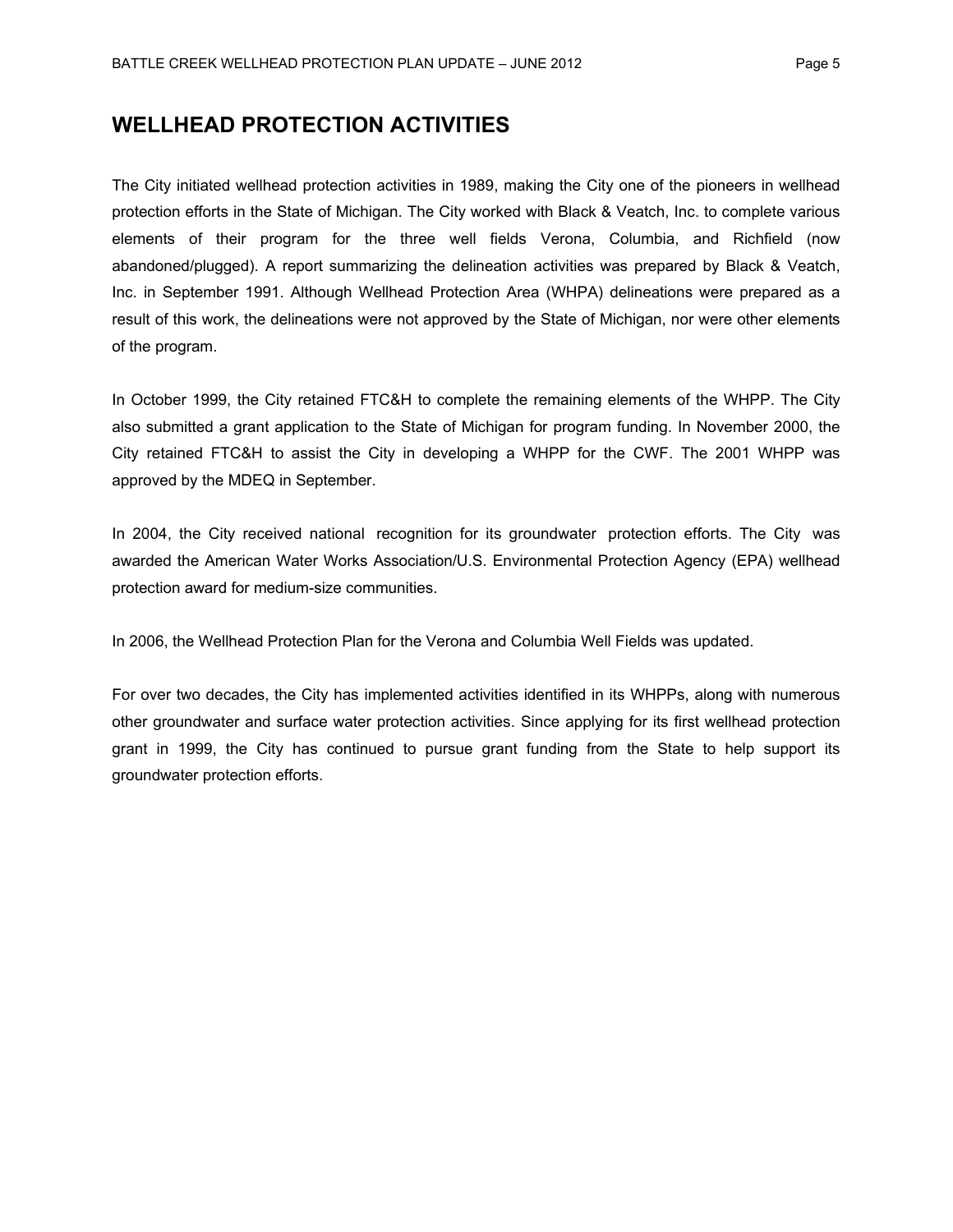# WELLHEAD PROTECTION ACTIVITIES

The City initiated wellhead protection activities in 1989, making the City one of the pioneers in wellhead protection efforts in the State of Michigan. The City worked with Black & Veatch, Inc. to complete various elements of their program for the three well fields Verona, Columbia, and Richfield (now abandoned/plugged). A report summarizing the delineation activities was prepared by Black & Veatch, Inc. in September 1991. Although Wellhead Protection Area (WHPA) delineations were prepared as a result of this work, the delineations were not approved by the State of Michigan, nor were other elements of the program.

In October 1999, the City retained FTC&H to complete the remaining elements of the WHPP. The City also submitted a grant application to the State of Michigan for program funding. In November 2000, the City retained FTC&H to assist the City in developing a WHPP for the CWF. The 2001 WHPP was approved by the MDEQ in September.

In 2004, the City received national recognition for its groundwater protection efforts. The City was awarded the American Water Works Association/U.S. Environmental Protection Agency (EPA) wellhead protection award for medium-size communities.

In 2006, the Wellhead Protection Plan for the Verona and Columbia Well Fields was updated.

For over two decades, the City has implemented activities identified in its WHPPs, along with numerous other groundwater and surface water protection activities. Since applying for its first wellhead protection grant in 1999, the City has continued to pursue grant funding from the State to help support its groundwater protection efforts.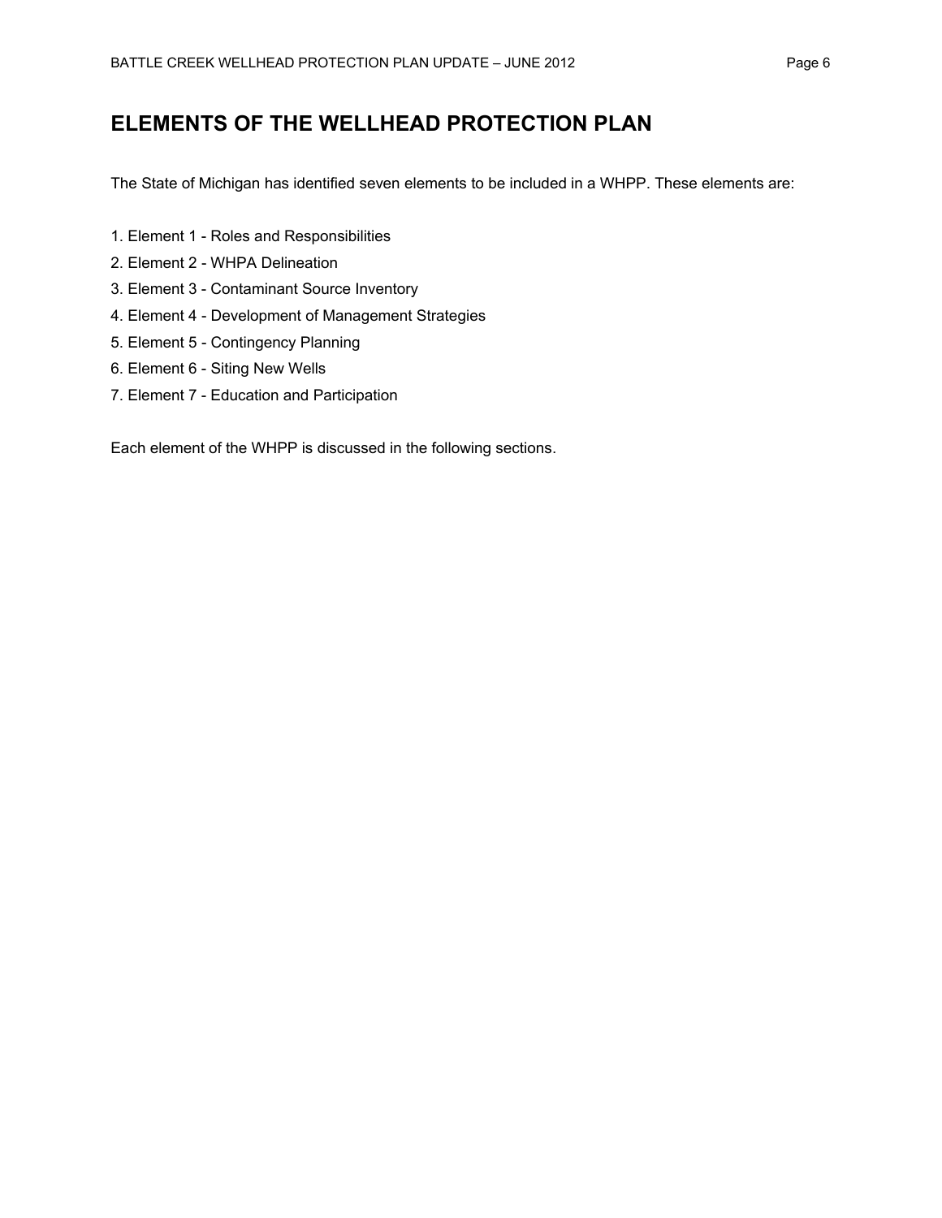# ELEMENTS OF THE WELLHEAD PROTECTION PLAN

The State of Michigan has identified seven elements to be included in a WHPP. These elements are:

1. Element 1 - Roles and Responsibilities
2. Element 2 - WHPA Delineation
3. Element 3 - Contaminant Source Inventory
4. Element 4 - Development of Management Strategies
5. Element 5 - Contingency Planning
6. Element 6 - Siting New Wells
7. Element 7 - Education and Participation

Each element of the WHPP is discussed in the following sections.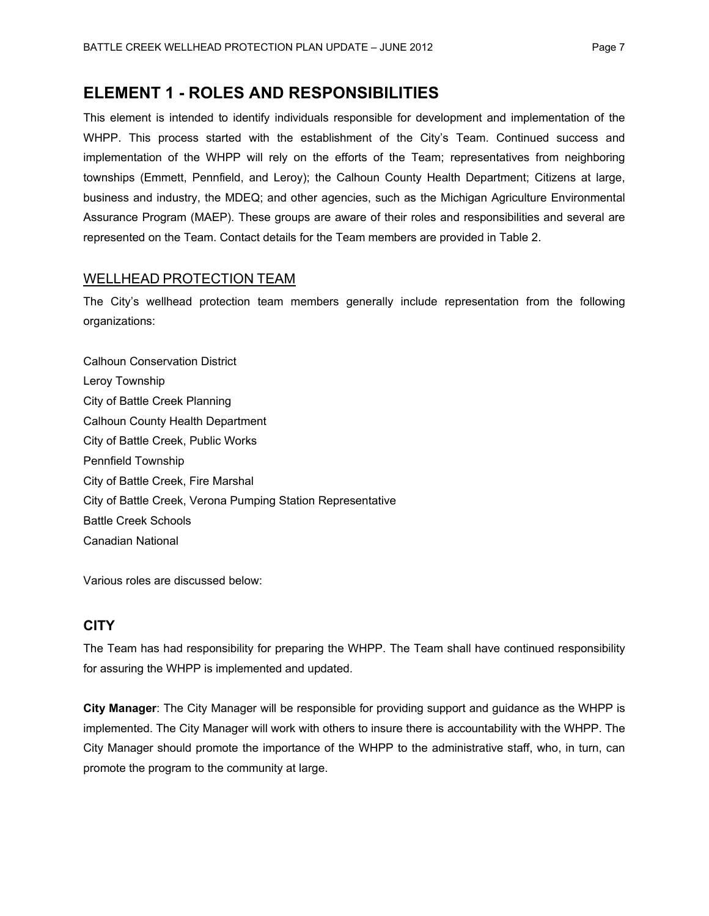# ELEMENT 1 - ROLES AND RESPONSIBILITIES

This element is intended to identify individuals responsible for development and implementation of the WHPP. This process started with the establishment of the City's Team. Continued success and implementation of the WHPP will rely on the efforts of the Team; representatives from neighboring townships (Emmett, Pennfield, and Leroy); the Calhoun County Health Department; Citizens at large, business and industry, the MDEQ; and other agencies, such as the Michigan Agriculture Environmental Assurance Program (MAEP). These groups are aware of their roles and responsibilities and several are represented on the Team. Contact details for the Team members are provided in Table 2.

## WELLHEAD PROTECTION TEAM

The City's wellhead protection team members generally include representation from the following organizations:

Calhoun Conservation District
Leroy Township
City of Battle Creek Planning
Calhoun County Health Department
City of Battle Creek, Public Works
Pennfield Township
City of Battle Creek, Fire Marshal
City of Battle Creek, Verona Pumping Station Representative
Battle Creek Schools
Canadian National

Various roles are discussed below:

## CITY

The Team has had responsibility for preparing the WHPP. The Team shall have continued responsibility for assuring the WHPP is implemented and updated.

**City Manager**: The City Manager will be responsible for providing support and guidance as the WHPP is implemented. The City Manager will work with others to insure there is accountability with the WHPP. The City Manager should promote the importance of the WHPP to the administrative staff, who, in turn, can promote the program to the community at large.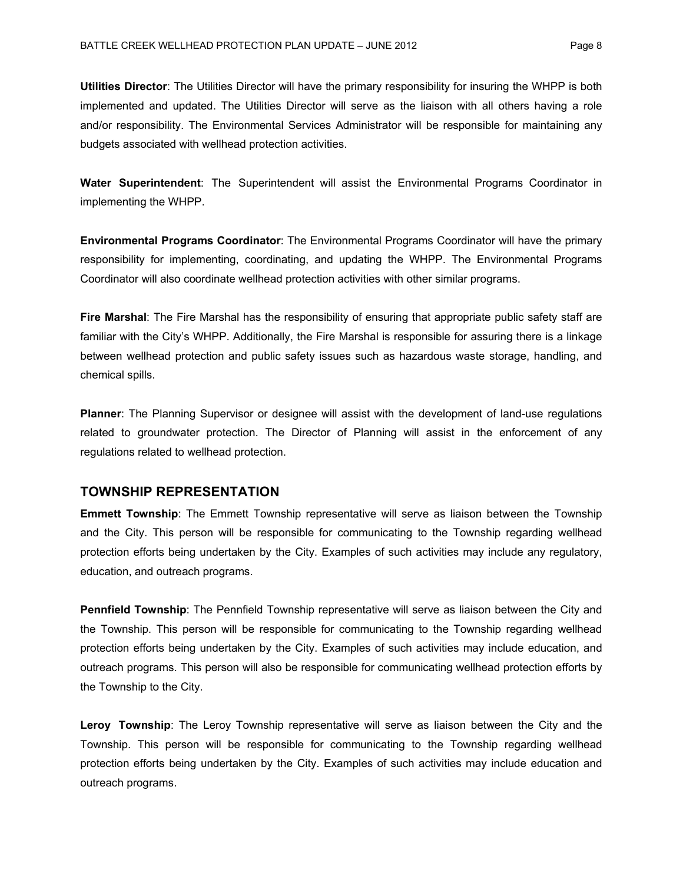**Utilities Director**: The Utilities Director will have the primary responsibility for insuring the WHPP is both implemented and updated. The Utilities Director will serve as the liaison with all others having a role and/or responsibility. The Environmental Services Administrator will be responsible for maintaining any budgets associated with wellhead protection activities.

**Water Superintendent**: The Superintendent will assist the Environmental Programs Coordinator in implementing the WHPP.

**Environmental Programs Coordinator**: The Environmental Programs Coordinator will have the primary responsibility for implementing, coordinating, and updating the WHPP. The Environmental Programs Coordinator will also coordinate wellhead protection activities with other similar programs.

**Fire Marshal**: The Fire Marshal has the responsibility of ensuring that appropriate public safety staff are familiar with the City's WHPP. Additionally, the Fire Marshal is responsible for assuring there is a linkage between wellhead protection and public safety issues such as hazardous waste storage, handling, and chemical spills.

**Planner**: The Planning Supervisor or designee will assist with the development of land-use regulations related to groundwater protection. The Director of Planning will assist in the enforcement of any regulations related to wellhead protection.

## TOWNSHIP REPRESENTATION

**Emmett Township**: The Emmett Township representative will serve as liaison between the Township and the City. This person will be responsible for communicating to the Township regarding wellhead protection efforts being undertaken by the City. Examples of such activities may include any regulatory, education, and outreach programs.

**Pennfield Township**: The Pennfield Township representative will serve as liaison between the City and the Township. This person will be responsible for communicating to the Township regarding wellhead protection efforts being undertaken by the City. Examples of such activities may include education, and outreach programs. This person will also be responsible for communicating wellhead protection efforts by the Township to the City.

**Leroy Township**: The Leroy Township representative will serve as liaison between the City and the Township. This person will be responsible for communicating to the Township regarding wellhead protection efforts being undertaken by the City. Examples of such activities may include education and outreach programs.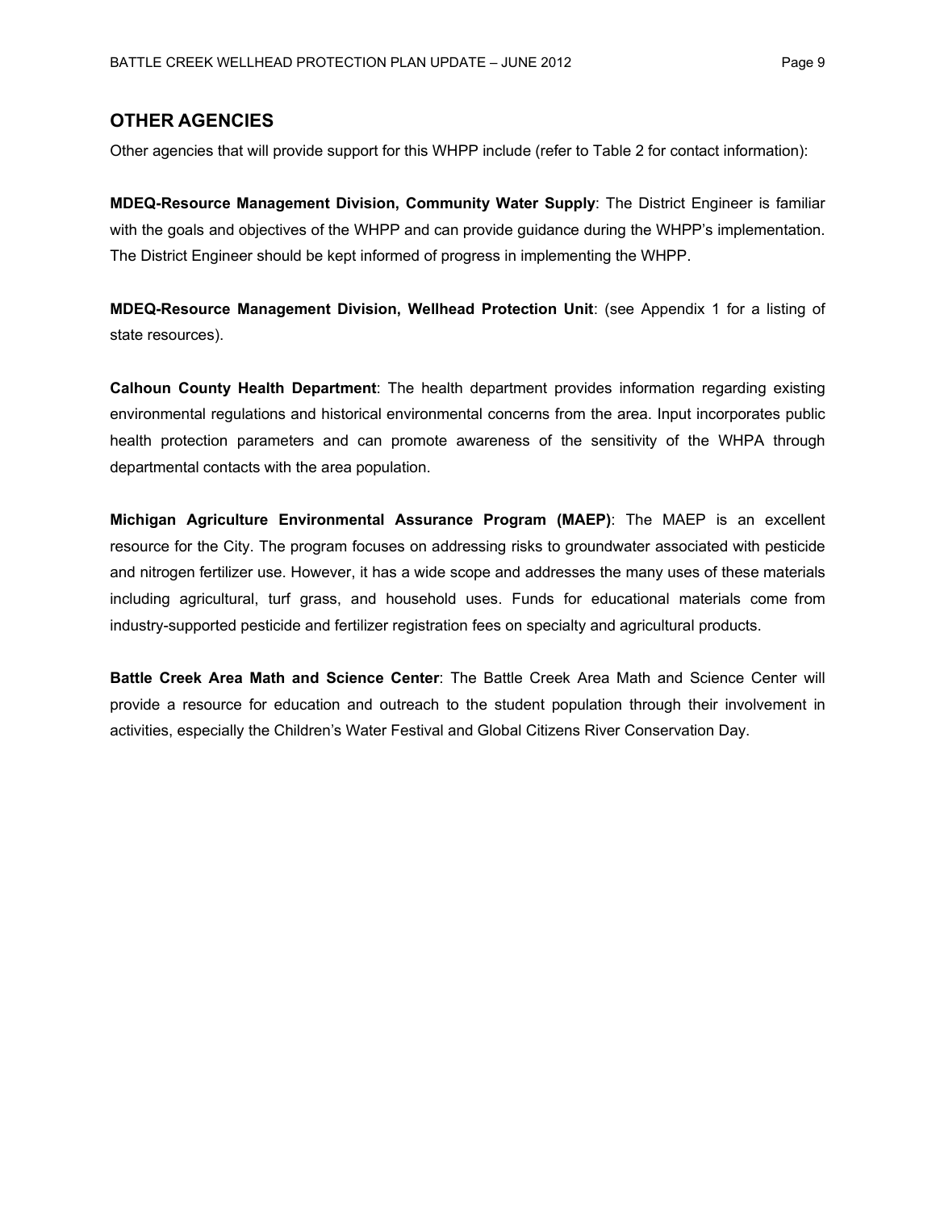## OTHER AGENCIES

Other agencies that will provide support for this WHPP include (refer to Table 2 for contact information):

**MDEQ-Resource Management Division, Community Water Supply**: The District Engineer is familiar with the goals and objectives of the WHPP and can provide guidance during the WHPP's implementation. The District Engineer should be kept informed of progress in implementing the WHPP.

**MDEQ-Resource Management Division, Wellhead Protection Unit**: (see Appendix 1 for a listing of state resources).

**Calhoun County Health Department**: The health department provides information regarding existing environmental regulations and historical environmental concerns from the area. Input incorporates public health protection parameters and can promote awareness of the sensitivity of the WHPA through departmental contacts with the area population.

**Michigan Agriculture Environmental Assurance Program (MAEP)**: The MAEP is an excellent resource for the City. The program focuses on addressing risks to groundwater associated with pesticide and nitrogen fertilizer use. However, it has a wide scope and addresses the many uses of these materials including agricultural, turf grass, and household uses. Funds for educational materials come from industry-supported pesticide and fertilizer registration fees on specialty and agricultural products.

**Battle Creek Area Math and Science Center**: The Battle Creek Area Math and Science Center will provide a resource for education and outreach to the student population through their involvement in activities, especially the Children's Water Festival and Global Citizens River Conservation Day.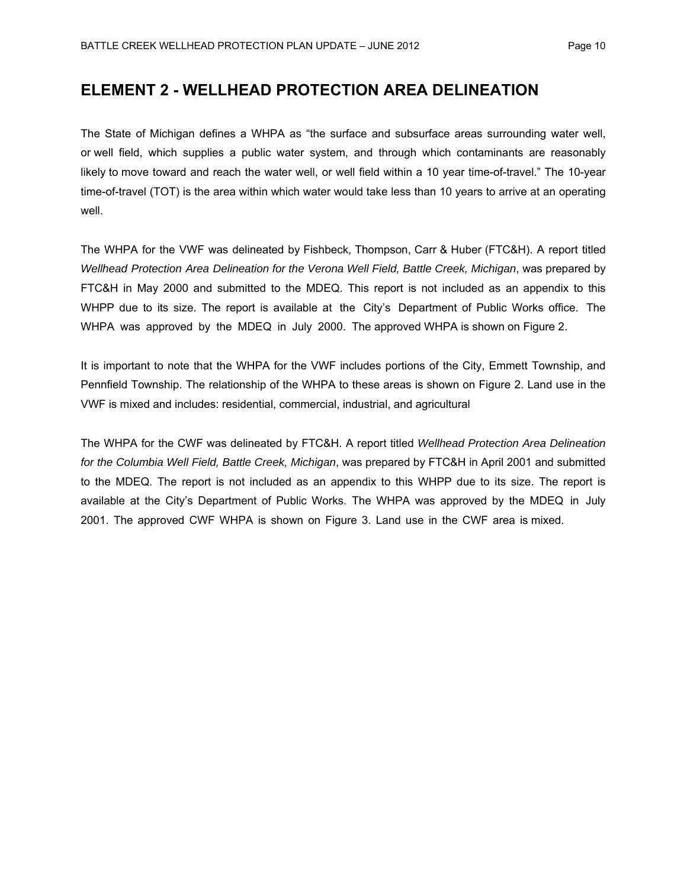# ELEMENT 2 - WELLHEAD PROTECTION AREA DELINEATION

The State of Michigan defines a WHPA as "the surface and subsurface areas surrounding water well, or well field, which supplies a public water system, and through which contaminants are reasonably likely to move toward and reach the water well, or well field within a 10 year time-of-travel." The 10-year time-of-travel (TOT) is the area within which water would take less than 10 years to arrive at an operating well.

The WHPA for the VWF was delineated by Fishbeck, Thompson, Carr & Huber (FTC&H). A report titled *Wellhead Protection Area Delineation for the Verona Well Field, Battle Creek, Michigan*, was prepared by FTC&H in May 2000 and submitted to the MDEQ. This report is not included as an appendix to this WHPP due to its size. The report is available at the City's Department of Public Works office. The WHPA was approved by the MDEQ in July 2000. The approved WHPA is shown on Figure 2.

It is important to note that the WHPA for the VWF includes portions of the City, Emmett Township, and Pennfield Township. The relationship of the WHPA to these areas is shown on Figure 2. Land use in the VWF is mixed and includes: residential, commercial, industrial, and agricultural

The WHPA for the CWF was delineated by FTC&H. A report titled *Wellhead Protection Area Delineation for the Columbia Well Field, Battle Creek, Michigan*, was prepared by FTC&H in April 2001 and submitted to the MDEQ. The report is not included as an appendix to this WHPP due to its size. The report is available at the City's Department of Public Works. The WHPA was approved by the MDEQ in July 2001. The approved CWF WHPA is shown on Figure 3. Land use in the CWF area is mixed.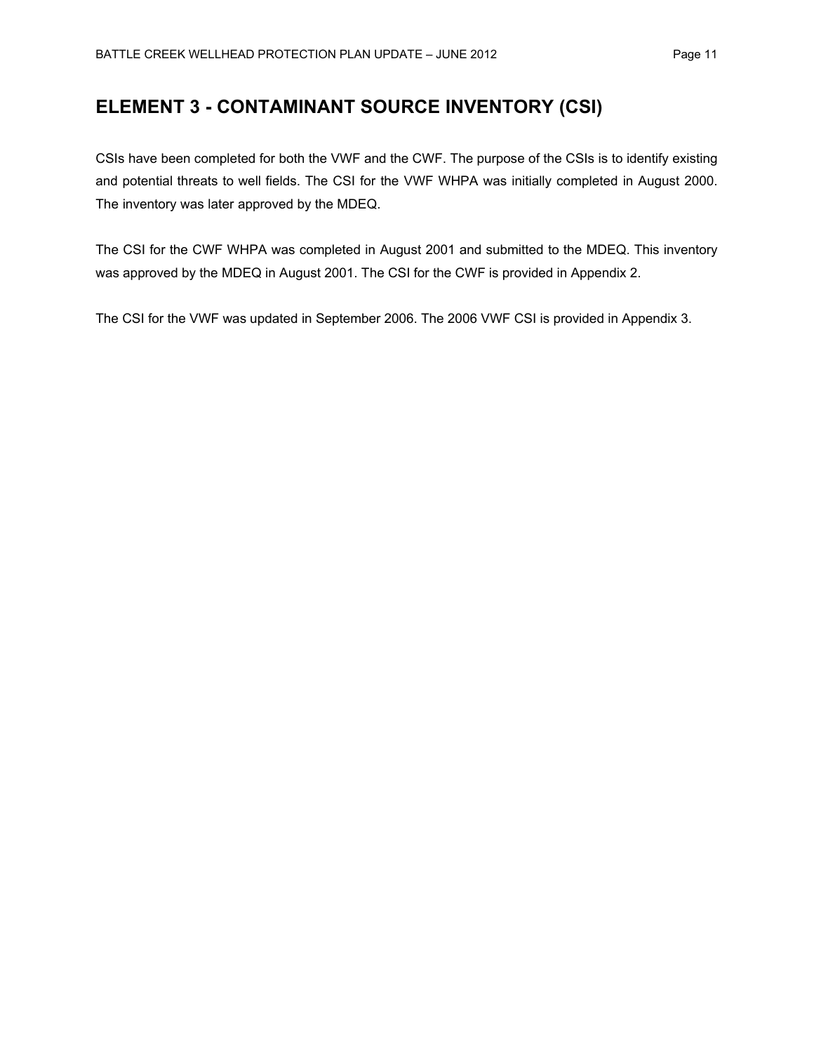# ELEMENT 3 - CONTAMINANT SOURCE INVENTORY (CSI)

CSIs have been completed for both the VWF and the CWF. The purpose of the CSIs is to identify existing and potential threats to well fields. The CSI for the VWF WHPA was initially completed in August 2000. The inventory was later approved by the MDEQ.

The CSI for the CWF WHPA was completed in August 2001 and submitted to the MDEQ. This inventory was approved by the MDEQ in August 2001. The CSI for the CWF is provided in Appendix 2.

The CSI for the VWF was updated in September 2006. The 2006 VWF CSI is provided in Appendix 3.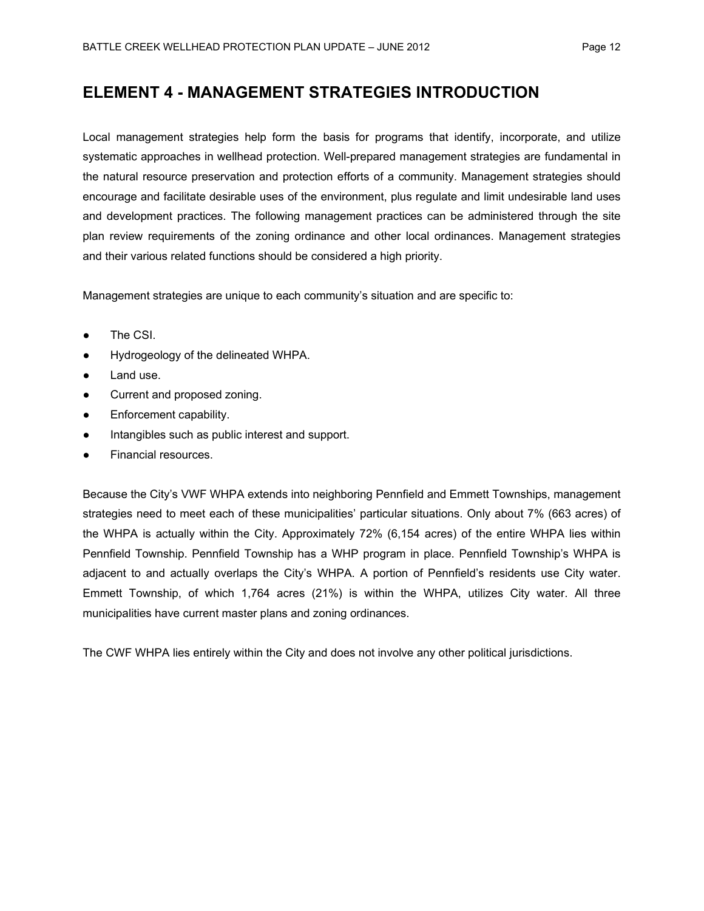# ELEMENT 4 - MANAGEMENT STRATEGIES INTRODUCTION

Local management strategies help form the basis for programs that identify, incorporate, and utilize systematic approaches in wellhead protection. Well-prepared management strategies are fundamental in the natural resource preservation and protection efforts of a community. Management strategies should encourage and facilitate desirable uses of the environment, plus regulate and limit undesirable land uses and development practices. The following management practices can be administered through the site plan review requirements of the zoning ordinance and other local ordinances. Management strategies and their various related functions should be considered a high priority.

Management strategies are unique to each community's situation and are specific to:

- The CSI.
- Hydrogeology of the delineated WHPA.
- Land use.
- Current and proposed zoning.
- Enforcement capability.
- Intangibles such as public interest and support.
- Financial resources.

Because the City's VWF WHPA extends into neighboring Pennfield and Emmett Townships, management strategies need to meet each of these municipalities' particular situations. Only about 7% (663 acres) of the WHPA is actually within the City. Approximately 72% (6,154 acres) of the entire WHPA lies within Pennfield Township. Pennfield Township has a WHP program in place. Pennfield Township's WHPA is adjacent to and actually overlaps the City's WHPA. A portion of Pennfield's residents use City water. Emmett Township, of which 1,764 acres (21%) is within the WHPA, utilizes City water. All three municipalities have current master plans and zoning ordinances.

The CWF WHPA lies entirely within the City and does not involve any other political jurisdictions.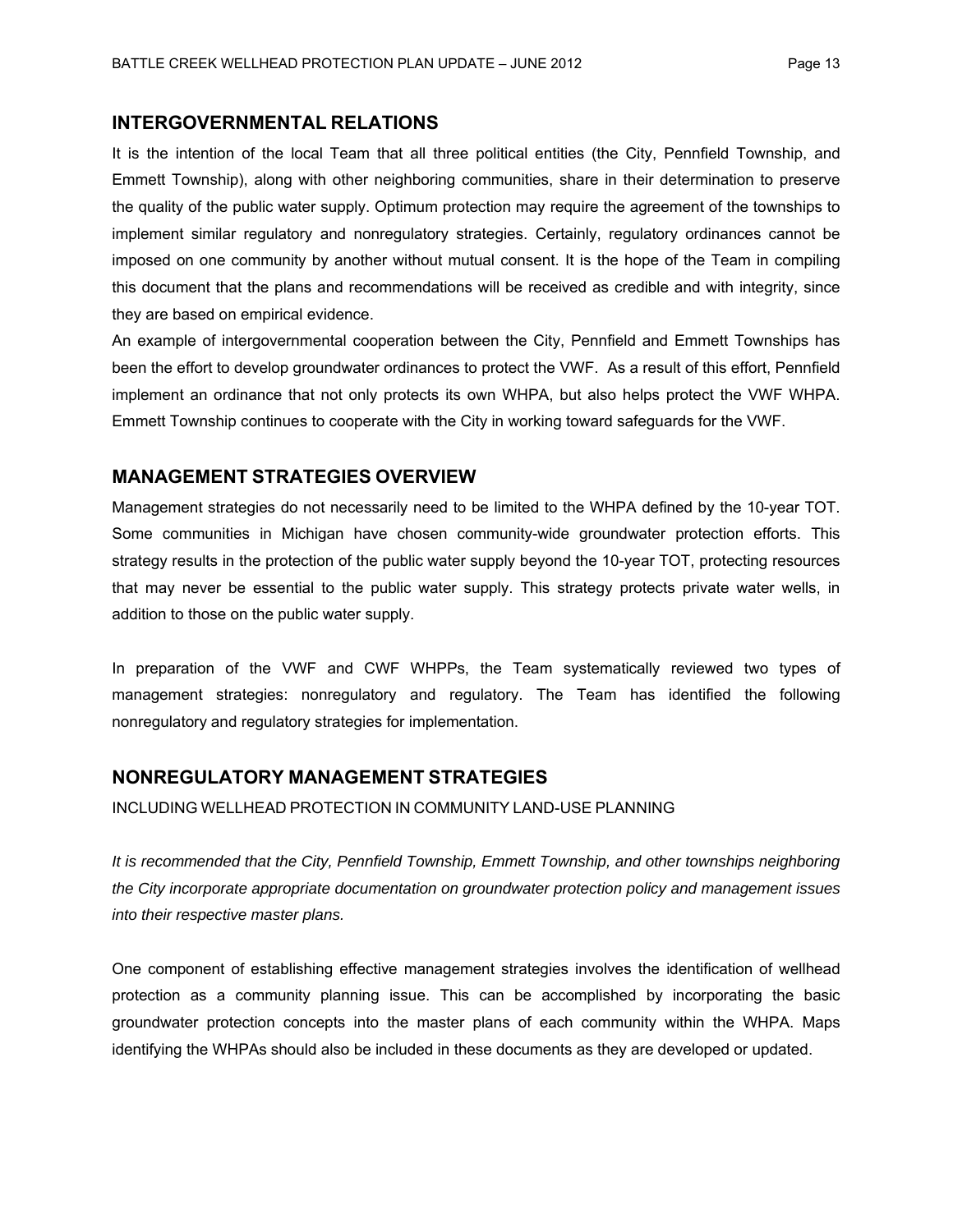## INTERGOVERNMENTAL RELATIONS

It is the intention of the local Team that all three political entities (the City, Pennfield Township, and Emmett Township), along with other neighboring communities, share in their determination to preserve the quality of the public water supply. Optimum protection may require the agreement of the townships to implement similar regulatory and nonregulatory strategies. Certainly, regulatory ordinances cannot be imposed on one community by another without mutual consent. It is the hope of the Team in compiling this document that the plans and recommendations will be received as credible and with integrity, since they are based on empirical evidence.

An example of intergovernmental cooperation between the City, Pennfield and Emmett Townships has been the effort to develop groundwater ordinances to protect the VWF. As a result of this effort, Pennfield implement an ordinance that not only protects its own WHPA, but also helps protect the VWF WHPA. Emmett Township continues to cooperate with the City in working toward safeguards for the VWF.

## MANAGEMENT STRATEGIES OVERVIEW

Management strategies do not necessarily need to be limited to the WHPA defined by the 10-year TOT. Some communities in Michigan have chosen community-wide groundwater protection efforts. This strategy results in the protection of the public water supply beyond the 10-year TOT, protecting resources that may never be essential to the public water supply. This strategy protects private water wells, in addition to those on the public water supply.

In preparation of the VWF and CWF WHPPs, the Team systematically reviewed two types of management strategies: nonregulatory and regulatory. The Team has identified the following nonregulatory and regulatory strategies for implementation.

## NONREGULATORY MANAGEMENT STRATEGIES

INCLUDING WELLHEAD PROTECTION IN COMMUNITY LAND-USE PLANNING

*It is recommended that the City, Pennfield Township, Emmett Township, and other townships neighboring the City incorporate appropriate documentation on groundwater protection policy and management issues into their respective master plans.*

One component of establishing effective management strategies involves the identification of wellhead protection as a community planning issue. This can be accomplished by incorporating the basic groundwater protection concepts into the master plans of each community within the WHPA. Maps identifying the WHPAs should also be included in these documents as they are developed or updated.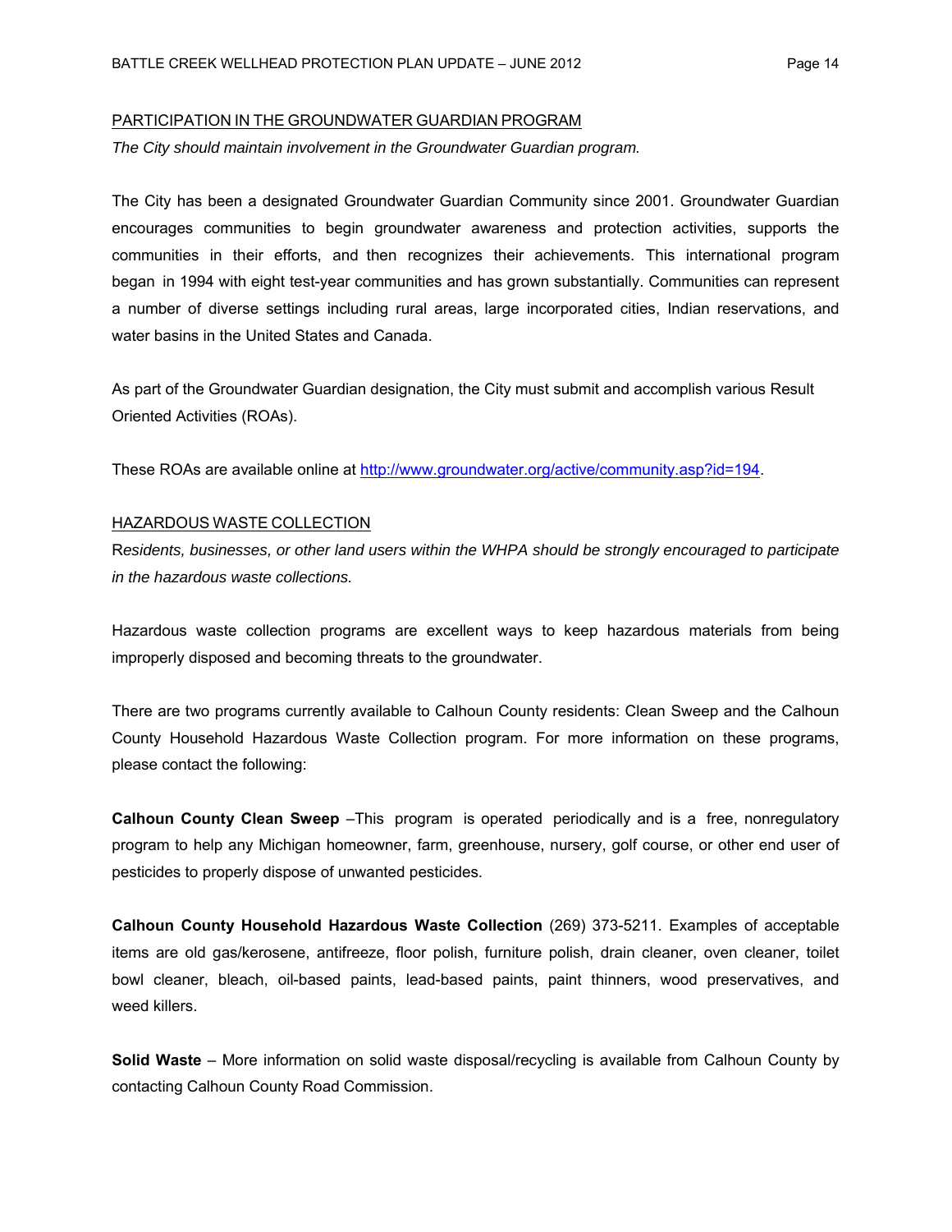## PARTICIPATION IN THE GROUNDWATER GUARDIAN PROGRAM

*The City should maintain involvement in the Groundwater Guardian program.*

The City has been a designated Groundwater Guardian Community since 2001. Groundwater Guardian encourages communities to begin groundwater awareness and protection activities, supports the communities in their efforts, and then recognizes their achievements. This international program began in 1994 with eight test-year communities and has grown substantially. Communities can represent a number of diverse settings including rural areas, large incorporated cities, Indian reservations, and water basins in the United States and Canada.

As part of the Groundwater Guardian designation, the City must submit and accomplish various Result Oriented Activities (ROAs).

These ROAs are available online at http://www.groundwater.org/active/community.asp?id=194.

## HAZARDOUS WASTE COLLECTION

R*esidents, businesses, or other land users within the WHPA should be strongly encouraged to participate in the hazardous waste collections.*

Hazardous waste collection programs are excellent ways to keep hazardous materials from being improperly disposed and becoming threats to the groundwater.

There are two programs currently available to Calhoun County residents: Clean Sweep and the Calhoun County Household Hazardous Waste Collection program. For more information on these programs, please contact the following:

**Calhoun County Clean Sweep** –This program is operated periodically and is a free, nonregulatory program to help any Michigan homeowner, farm, greenhouse, nursery, golf course, or other end user of pesticides to properly dispose of unwanted pesticides.

**Calhoun County Household Hazardous Waste Collection** (269) 373-5211. Examples of acceptable items are old gas/kerosene, antifreeze, floor polish, furniture polish, drain cleaner, oven cleaner, toilet bowl cleaner, bleach, oil-based paints, lead-based paints, paint thinners, wood preservatives, and weed killers.

**Solid Waste** – More information on solid waste disposal/recycling is available from Calhoun County by contacting Calhoun County Road Commission.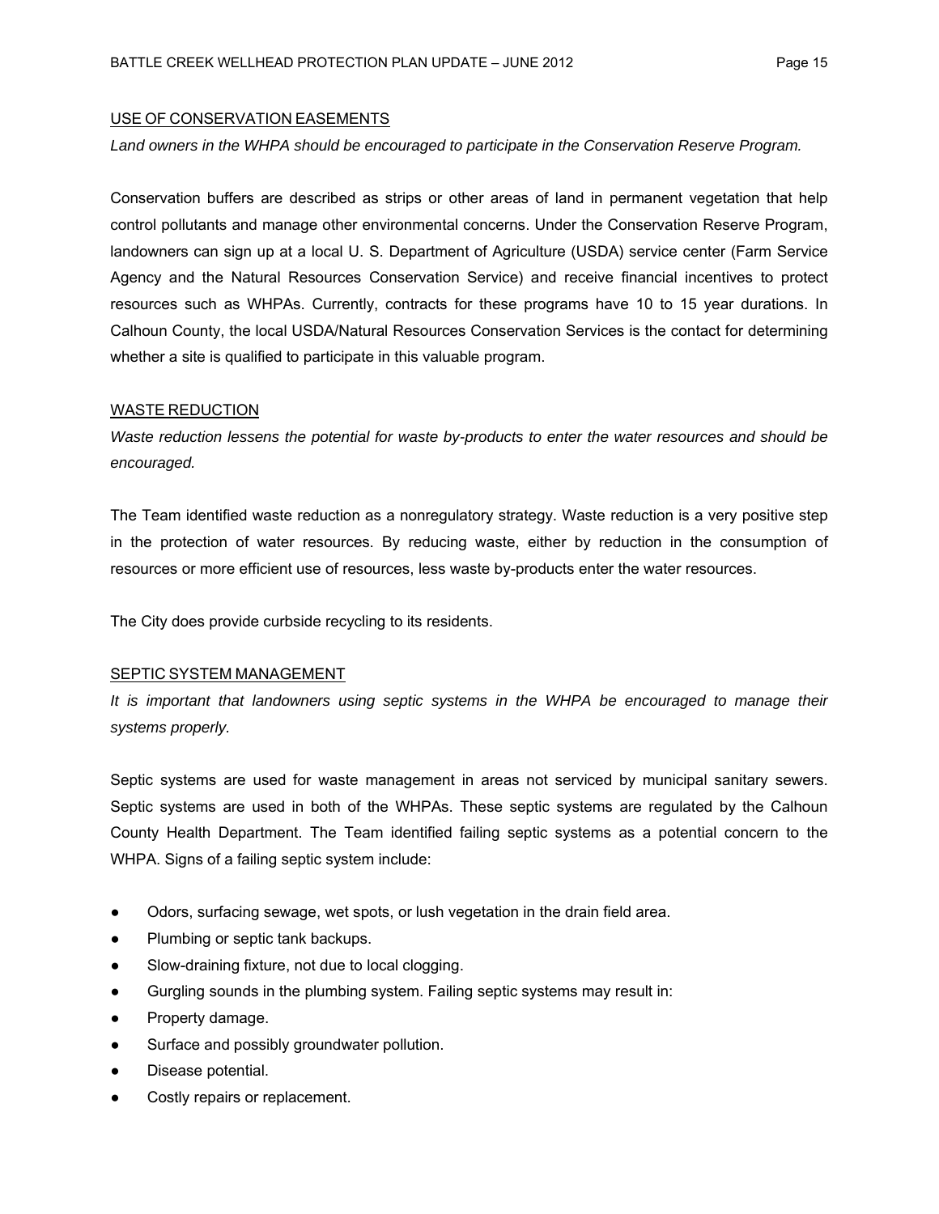## USE OF CONSERVATION EASEMENTS

*Land owners in the WHPA should be encouraged to participate in the Conservation Reserve Program.*

Conservation buffers are described as strips or other areas of land in permanent vegetation that help control pollutants and manage other environmental concerns. Under the Conservation Reserve Program, landowners can sign up at a local U. S. Department of Agriculture (USDA) service center (Farm Service Agency and the Natural Resources Conservation Service) and receive financial incentives to protect resources such as WHPAs. Currently, contracts for these programs have 10 to 15 year durations. In Calhoun County, the local USDA/Natural Resources Conservation Services is the contact for determining whether a site is qualified to participate in this valuable program.

## WASTE REDUCTION

*Waste reduction lessens the potential for waste by-products to enter the water resources and should be encouraged.*

The Team identified waste reduction as a nonregulatory strategy. Waste reduction is a very positive step in the protection of water resources. By reducing waste, either by reduction in the consumption of resources or more efficient use of resources, less waste by-products enter the water resources.

The City does provide curbside recycling to its residents.

## SEPTIC SYSTEM MANAGEMENT

*It is important that landowners using septic systems in the WHPA be encouraged to manage their systems properly.*

Septic systems are used for waste management in areas not serviced by municipal sanitary sewers. Septic systems are used in both of the WHPAs. These septic systems are regulated by the Calhoun County Health Department. The Team identified failing septic systems as a potential concern to the WHPA. Signs of a failing septic system include:

- Odors, surfacing sewage, wet spots, or lush vegetation in the drain field area.
- Plumbing or septic tank backups.
- Slow-draining fixture, not due to local clogging.
- Gurgling sounds in the plumbing system. Failing septic systems may result in:
- Property damage.
- Surface and possibly groundwater pollution.
- Disease potential.
- Costly repairs or replacement.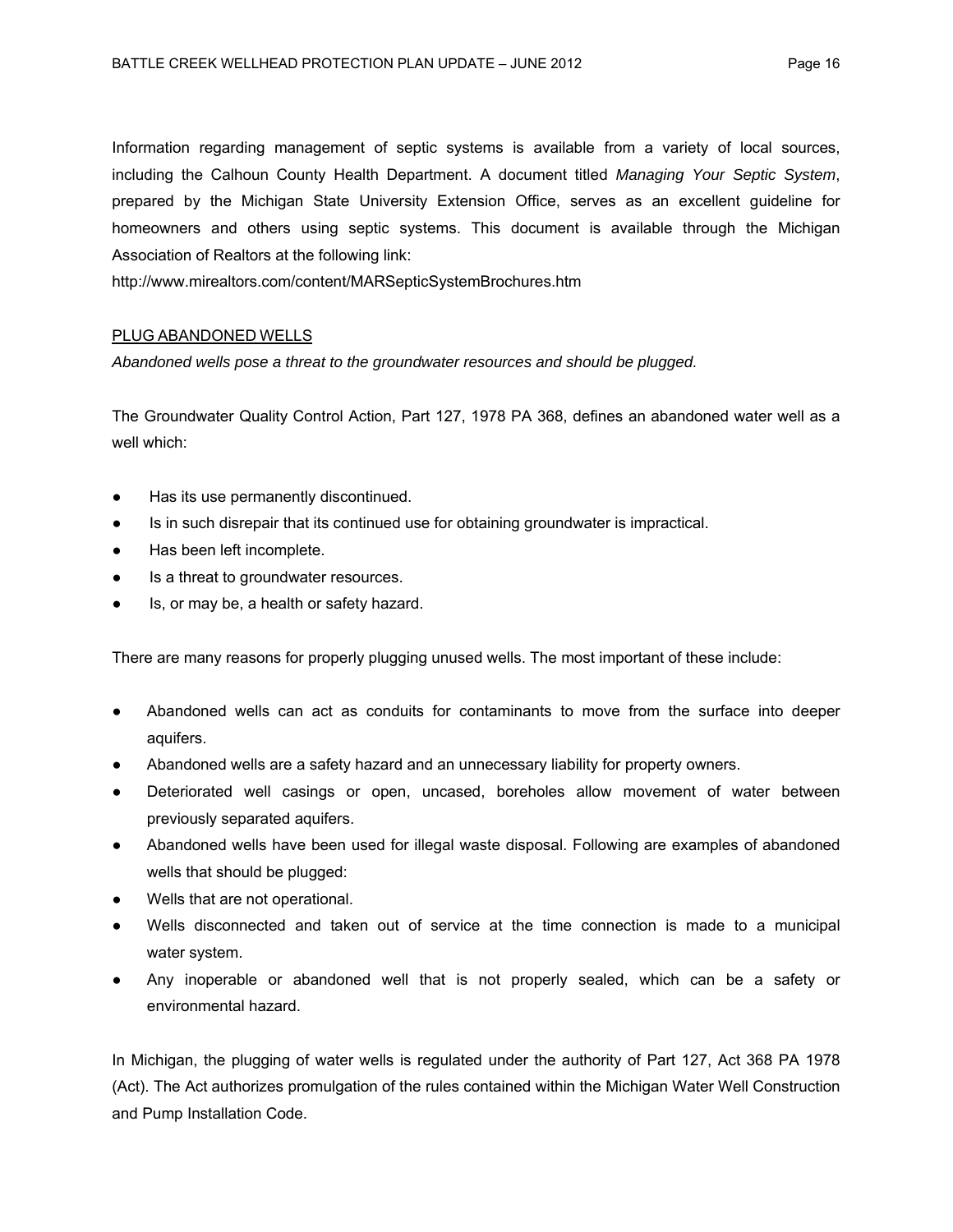Information regarding management of septic systems is available from a variety of local sources, including the Calhoun County Health Department. A document titled *Managing Your Septic System*, prepared by the Michigan State University Extension Office, serves as an excellent guideline for homeowners and others using septic systems. This document is available through the Michigan Association of Realtors at the following link:
http://www.mirealtors.com/content/MARSepticSystemBrochures.htm

PLUG ABANDONED WELLS

*Abandoned wells pose a threat to the groundwater resources and should be plugged.*

The Groundwater Quality Control Action, Part 127, 1978 PA 368, defines an abandoned water well as a well which:

- Has its use permanently discontinued.
- Is in such disrepair that its continued use for obtaining groundwater is impractical.
- Has been left incomplete.
- Is a threat to groundwater resources.
- Is, or may be, a health or safety hazard.

There are many reasons for properly plugging unused wells. The most important of these include:

- Abandoned wells can act as conduits for contaminants to move from the surface into deeper aquifers.
- Abandoned wells are a safety hazard and an unnecessary liability for property owners.
- Deteriorated well casings or open, uncased, boreholes allow movement of water between previously separated aquifers.
- Abandoned wells have been used for illegal waste disposal. Following are examples of abandoned wells that should be plugged:
- Wells that are not operational.
- Wells disconnected and taken out of service at the time connection is made to a municipal water system.
- Any inoperable or abandoned well that is not properly sealed, which can be a safety or environmental hazard.

In Michigan, the plugging of water wells is regulated under the authority of Part 127, Act 368 PA 1978 (Act). The Act authorizes promulgation of the rules contained within the Michigan Water Well Construction and Pump Installation Code.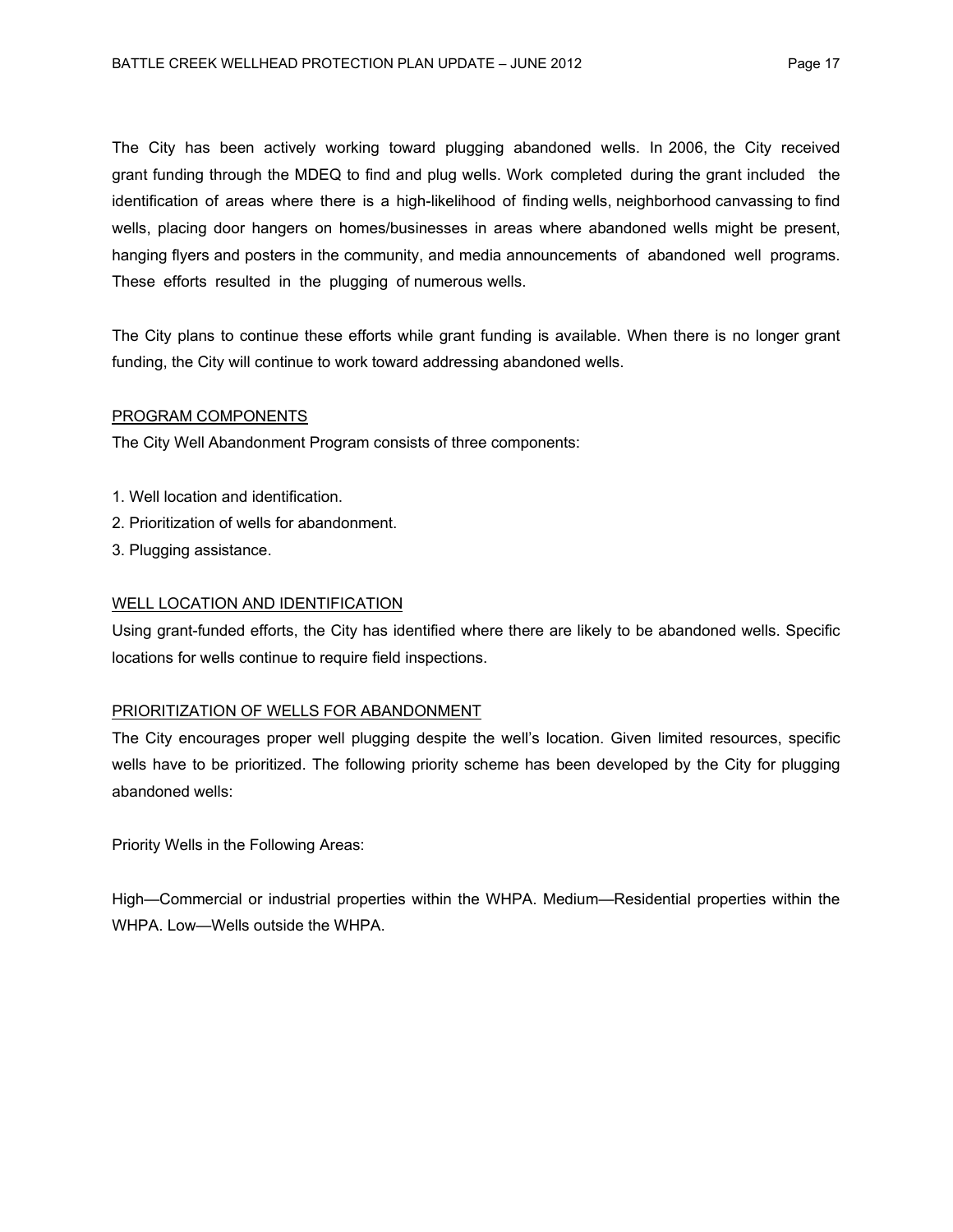The City has been actively working toward plugging abandoned wells. In 2006, the City received grant funding through the MDEQ to find and plug wells. Work completed during the grant included the identification of areas where there is a high-likelihood of finding wells, neighborhood canvassing to find wells, placing door hangers on homes/businesses in areas where abandoned wells might be present, hanging flyers and posters in the community, and media announcements of abandoned well programs. These efforts resulted in the plugging of numerous wells.

The City plans to continue these efforts while grant funding is available. When there is no longer grant funding, the City will continue to work toward addressing abandoned wells.

## PROGRAM COMPONENTS

The City Well Abandonment Program consists of three components:

1. Well location and identification.
2. Prioritization of wells for abandonment.
3. Plugging assistance.

## WELL LOCATION AND IDENTIFICATION

Using grant-funded efforts, the City has identified where there are likely to be abandoned wells. Specific locations for wells continue to require field inspections.

## PRIORITIZATION OF WELLS FOR ABANDONMENT

The City encourages proper well plugging despite the well's location. Given limited resources, specific wells have to be prioritized. The following priority scheme has been developed by the City for plugging abandoned wells:

Priority Wells in the Following Areas:

High—Commercial or industrial properties within the WHPA. Medium—Residential properties within the WHPA. Low—Wells outside the WHPA.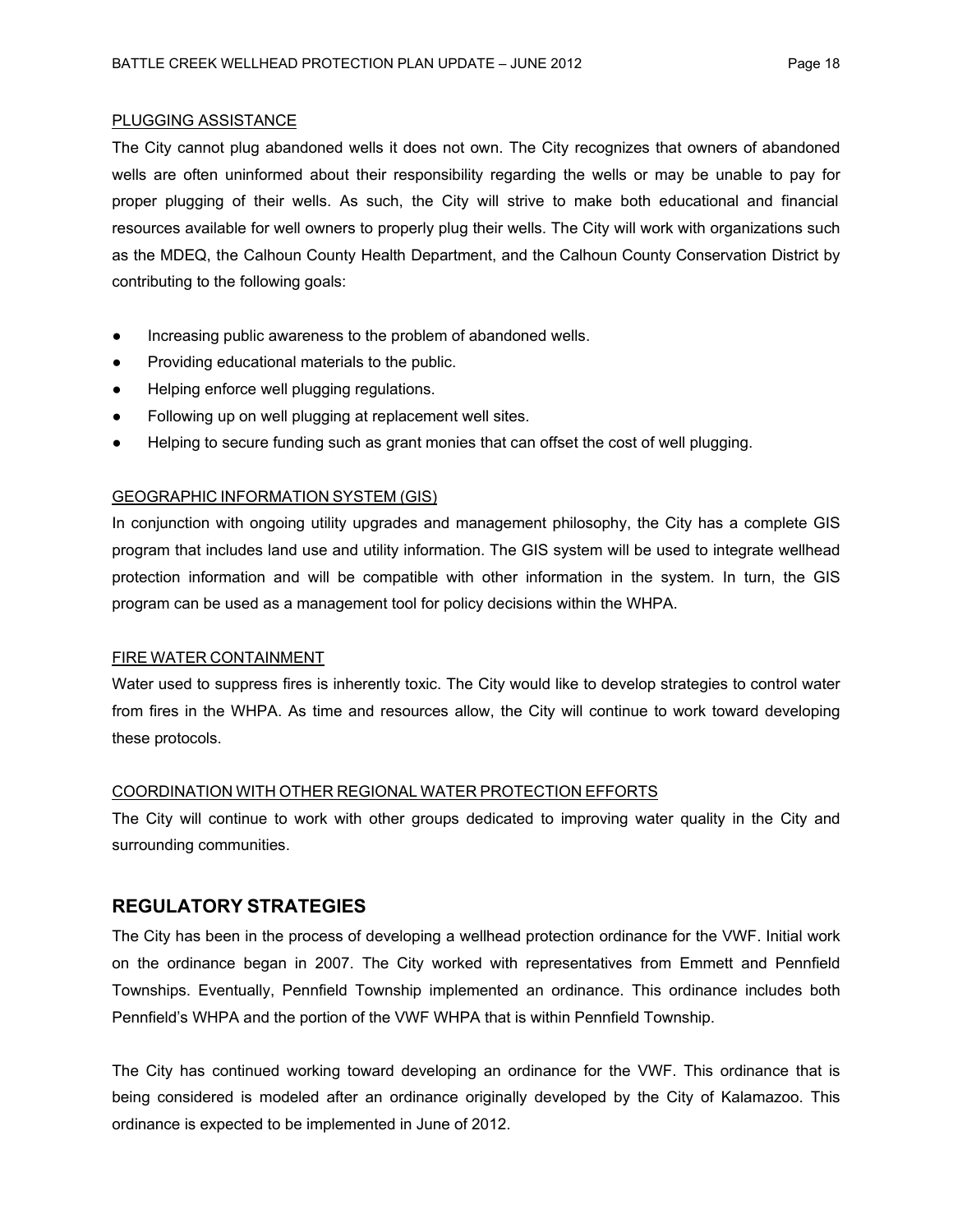PLUGGING ASSISTANCE

The City cannot plug abandoned wells it does not own. The City recognizes that owners of abandoned wells are often uninformed about their responsibility regarding the wells or may be unable to pay for proper plugging of their wells. As such, the City will strive to make both educational and financial resources available for well owners to properly plug their wells. The City will work with organizations such as the MDEQ, the Calhoun County Health Department, and the Calhoun County Conservation District by contributing to the following goals:

- Increasing public awareness to the problem of abandoned wells.
- Providing educational materials to the public.
- Helping enforce well plugging regulations.
- Following up on well plugging at replacement well sites.
- Helping to secure funding such as grant monies that can offset the cost of well plugging.

GEOGRAPHIC INFORMATION SYSTEM (GIS)

In conjunction with ongoing utility upgrades and management philosophy, the City has a complete GIS program that includes land use and utility information. The GIS system will be used to integrate wellhead protection information and will be compatible with other information in the system. In turn, the GIS program can be used as a management tool for policy decisions within the WHPA.

FIRE WATER CONTAINMENT

Water used to suppress fires is inherently toxic. The City would like to develop strategies to control water from fires in the WHPA. As time and resources allow, the City will continue to work toward developing these protocols.

COORDINATION WITH OTHER REGIONAL WATER PROTECTION EFFORTS

The City will continue to work with other groups dedicated to improving water quality in the City and surrounding communities.

## REGULATORY STRATEGIES

The City has been in the process of developing a wellhead protection ordinance for the VWF. Initial work on the ordinance began in 2007. The City worked with representatives from Emmett and Pennfield Townships. Eventually, Pennfield Township implemented an ordinance. This ordinance includes both Pennfield's WHPA and the portion of the VWF WHPA that is within Pennfield Township.

The City has continued working toward developing an ordinance for the VWF. This ordinance that is being considered is modeled after an ordinance originally developed by the City of Kalamazoo. This ordinance is expected to be implemented in June of 2012.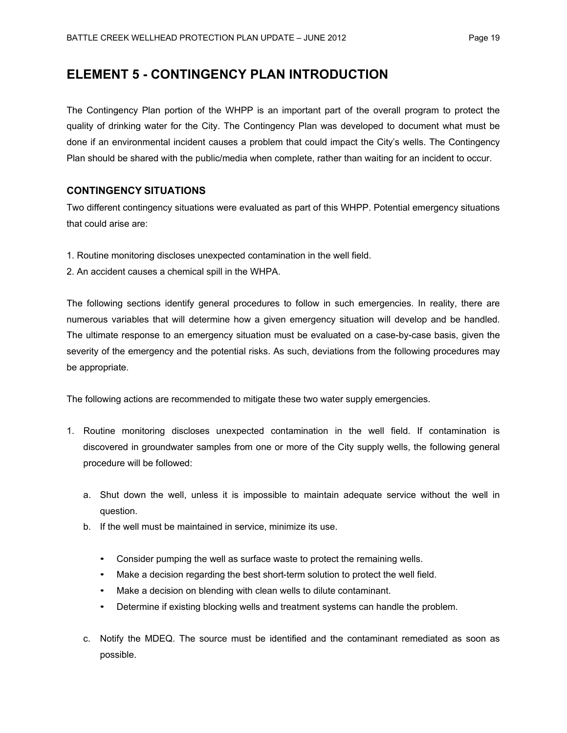# ELEMENT 5 - CONTINGENCY PLAN INTRODUCTION

The Contingency Plan portion of the WHPP is an important part of the overall program to protect the quality of drinking water for the City. The Contingency Plan was developed to document what must be done if an environmental incident causes a problem that could impact the City's wells. The Contingency Plan should be shared with the public/media when complete, rather than waiting for an incident to occur.

### CONTINGENCY SITUATIONS

Two different contingency situations were evaluated as part of this WHPP. Potential emergency situations that could arise are:

1. Routine monitoring discloses unexpected contamination in the well field.
2. An accident causes a chemical spill in the WHPA.

The following sections identify general procedures to follow in such emergencies. In reality, there are numerous variables that will determine how a given emergency situation will develop and be handled. The ultimate response to an emergency situation must be evaluated on a case-by-case basis, given the severity of the emergency and the potential risks. As such, deviations from the following procedures may be appropriate.

The following actions are recommended to mitigate these two water supply emergencies.

1. Routine monitoring discloses unexpected contamination in the well field. If contamination is discovered in groundwater samples from one or more of the City supply wells, the following general procedure will be followed:

   a. Shut down the well, unless it is impossible to maintain adequate service without the well in question.

   b. If the well must be maintained in service, minimize its use.

      - Consider pumping the well as surface waste to protect the remaining wells.
      - Make a decision regarding the best short-term solution to protect the well field.
      - Make a decision on blending with clean wells to dilute contaminant.
      - Determine if existing blocking wells and treatment systems can handle the problem.

   c. Notify the MDEQ. The source must be identified and the contaminant remediated as soon as possible.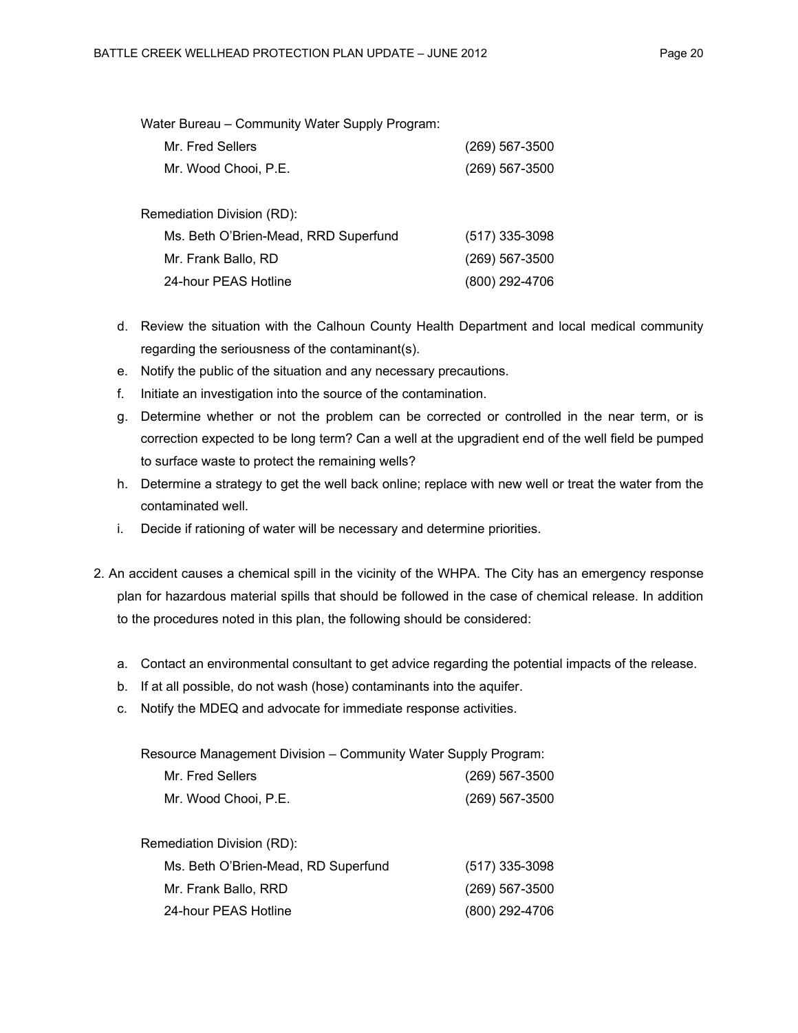Water Bureau – Community Water Supply Program:

| | |
|---|---|
| Mr. Fred Sellers | (269) 567-3500 |
| Mr. Wood Chooi, P.E. | (269) 567-3500 |

Remediation Division (RD):

| | |
|---|---|
| Ms. Beth O'Brien-Mead, RRD Superfund | (517) 335-3098 |
| Mr. Frank Ballo, RD | (269) 567-3500 |
| 24-hour PEAS Hotline | (800) 292-4706 |

d. Review the situation with the Calhoun County Health Department and local medical community regarding the seriousness of the contaminant(s).
e. Notify the public of the situation and any necessary precautions.
f. Initiate an investigation into the source of the contamination.
g. Determine whether or not the problem can be corrected or controlled in the near term, or is correction expected to be long term? Can a well at the upgradient end of the well field be pumped to surface waste to protect the remaining wells?
h. Determine a strategy to get the well back online; replace with new well or treat the water from the contaminated well.
i. Decide if rationing of water will be necessary and determine priorities.

2. An accident causes a chemical spill in the vicinity of the WHPA. The City has an emergency response plan for hazardous material spills that should be followed in the case of chemical release. In addition to the procedures noted in this plan, the following should be considered:

   a. Contact an environmental consultant to get advice regarding the potential impacts of the release.
   b. If at all possible, do not wash (hose) contaminants into the aquifer.
   c. Notify the MDEQ and advocate for immediate response activities.

Resource Management Division – Community Water Supply Program:

| | |
|---|---|
| Mr. Fred Sellers | (269) 567-3500 |
| Mr. Wood Chooi, P.E. | (269) 567-3500 |

Remediation Division (RD):

| | |
|---|---|
| Ms. Beth O'Brien-Mead, RD Superfund | (517) 335-3098 |
| Mr. Frank Ballo, RRD | (269) 567-3500 |
| 24-hour PEAS Hotline | (800) 292-4706 |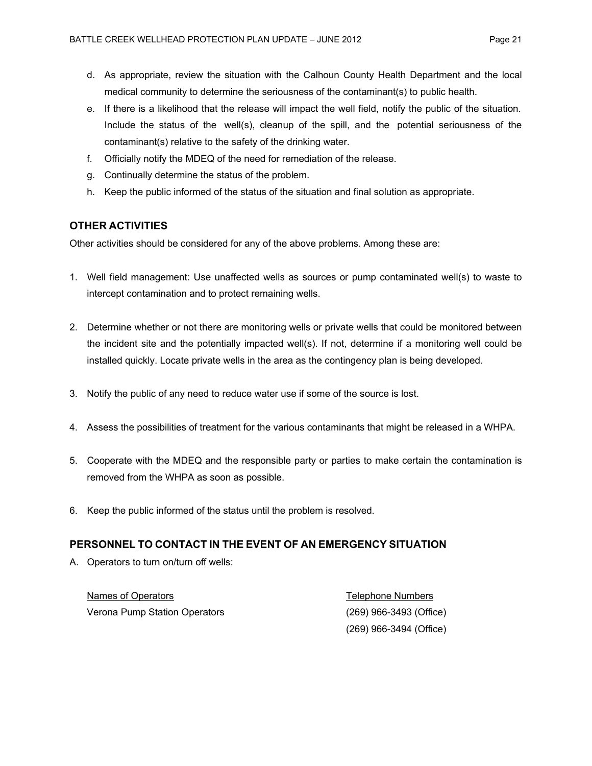d. As appropriate, review the situation with the Calhoun County Health Department and the local medical community to determine the seriousness of the contaminant(s) to public health.
e. If there is a likelihood that the release will impact the well field, notify the public of the situation. Include the status of the well(s), cleanup of the spill, and the potential seriousness of the contaminant(s) relative to the safety of the drinking water.
f. Officially notify the MDEQ of the need for remediation of the release.
g. Continually determine the status of the problem.
h. Keep the public informed of the status of the situation and final solution as appropriate.

## OTHER ACTIVITIES

Other activities should be considered for any of the above problems. Among these are:

1. Well field management: Use unaffected wells as sources or pump contaminated well(s) to waste to intercept contamination and to protect remaining wells.

2. Determine whether or not there are monitoring wells or private wells that could be monitored between the incident site and the potentially impacted well(s). If not, determine if a monitoring well could be installed quickly. Locate private wells in the area as the contingency plan is being developed.

3. Notify the public of any need to reduce water use if some of the source is lost.

4. Assess the possibilities of treatment for the various contaminants that might be released in a WHPA.

5. Cooperate with the MDEQ and the responsible party or parties to make certain the contamination is removed from the WHPA as soon as possible.

6. Keep the public informed of the status until the problem is resolved.

## PERSONNEL TO CONTACT IN THE EVENT OF AN EMERGENCY SITUATION

A. Operators to turn on/turn off wells:

| Names of Operators | Telephone Numbers |
|---|---|
| Verona Pump Station Operators | (269) 966-3493 (Office) |
| | (269) 966-3494 (Office) |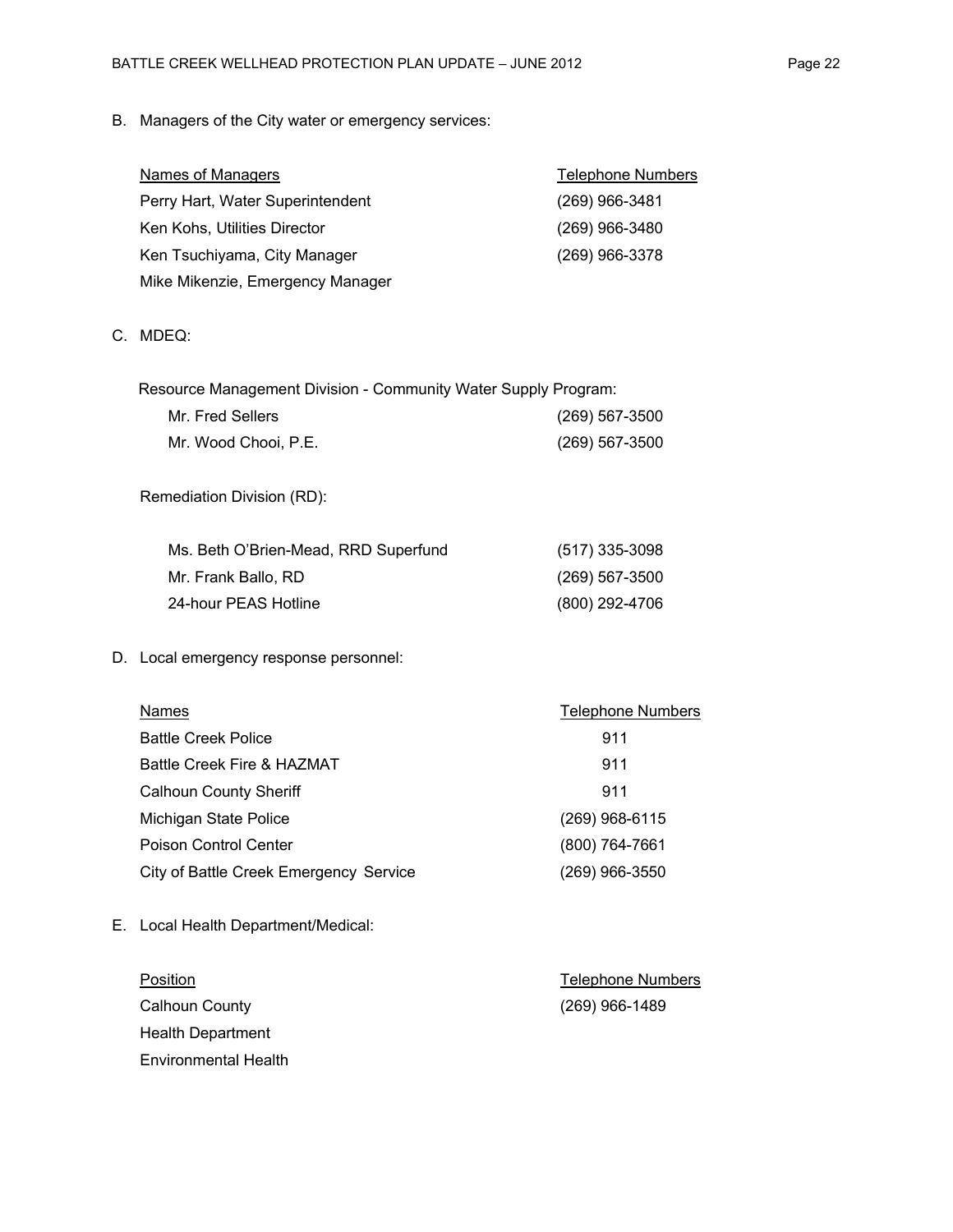B. Managers of the City water or emergency services:

| Names of Managers | Telephone Numbers |
|---|---|
| Perry Hart, Water Superintendent | (269) 966-3481 |
| Ken Kohs, Utilities Director | (269) 966-3480 |
| Ken Tsuchiyama, City Manager | (269) 966-3378 |
| Mike Mikenzie, Emergency Manager | |

C. MDEQ:

Resource Management Division - Community Water Supply Program:

| | |
|---|---|
| Mr. Fred Sellers | (269) 567-3500 |
| Mr. Wood Chooi, P.E. | (269) 567-3500 |

Remediation Division (RD):

| | |
|---|---|
| Ms. Beth O'Brien-Mead, RRD Superfund | (517) 335-3098 |
| Mr. Frank Ballo, RD | (269) 567-3500 |
| 24-hour PEAS Hotline | (800) 292-4706 |

D. Local emergency response personnel:

| Names | Telephone Numbers |
|---|---|
| Battle Creek Police | 911 |
| Battle Creek Fire & HAZMAT | 911 |
| Calhoun County Sheriff | 911 |
| Michigan State Police | (269) 968-6115 |
| Poison Control Center | (800) 764-7661 |
| City of Battle Creek Emergency Service | (269) 966-3550 |

E. Local Health Department/Medical:

| Position | Telephone Numbers |
|---|---|
| Calhoun County Health Department Environmental Health | (269) 966-1489 |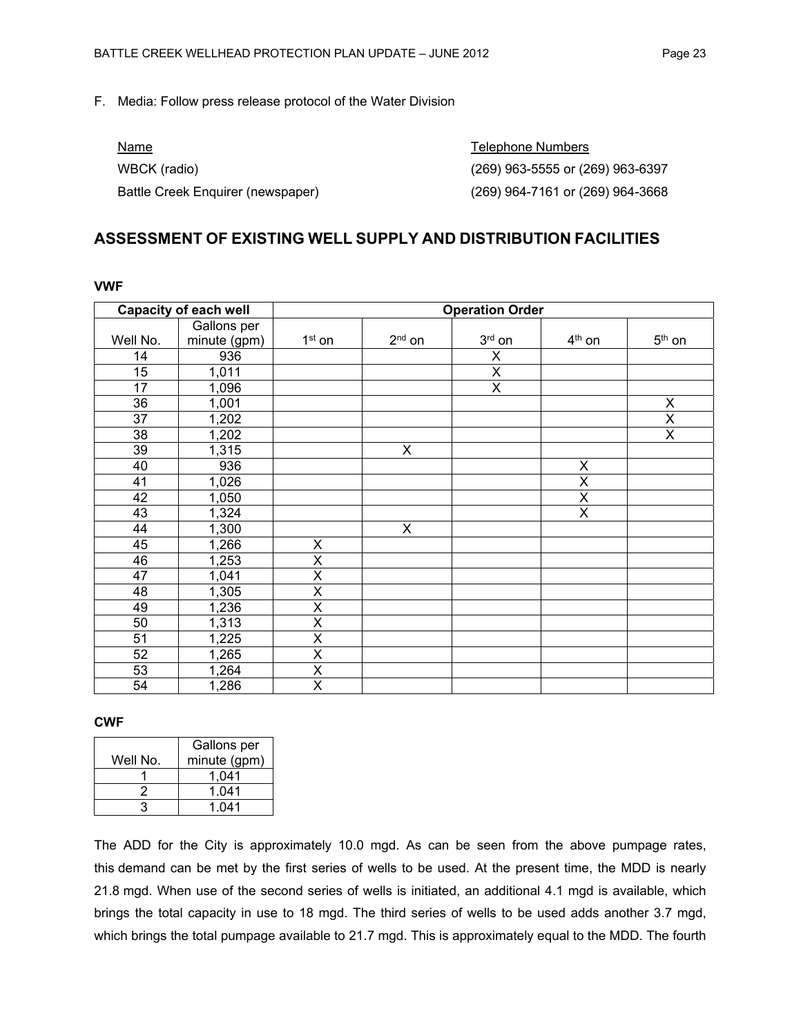F. Media: Follow press release protocol of the Water Division

| Name | Telephone Numbers |
|---|---|
| WBCK (radio) | (269) 963-5555 or (269) 963-6397 |
| Battle Creek Enquirer (newspaper) | (269) 964-7161 or (269) 964-3668 |

## ASSESSMENT OF EXISTING WELL SUPPLY AND DISTRIBUTION FACILITIES

**VWF**

| Capacity of each well | | Operation Order | | | | |
|---|---|---|---|---|---|---|
| Well No. | Gallons per minute (gpm) | 1st on | 2nd on | 3rd on | 4th on | 5th on |
| 14 | 936 | | | X | | |
| 15 | 1,011 | | | X | | |
| 17 | 1,096 | | | X | | |
| 36 | 1,001 | | | | | X |
| 37 | 1,202 | | | | | X |
| 38 | 1,202 | | | | | X |
| 39 | 1,315 | | X | | | |
| 40 | 936 | | | | X | |
| 41 | 1,026 | | | | X | |
| 42 | 1,050 | | | | X | |
| 43 | 1,324 | | | | X | |
| 44 | 1,300 | | X | | | |
| 45 | 1,266 | X | | | | |
| 46 | 1,253 | X | | | | |
| 47 | 1,041 | X | | | | |
| 48 | 1,305 | X | | | | |
| 49 | 1,236 | X | | | | |
| 50 | 1,313 | X | | | | |
| 51 | 1,225 | X | | | | |
| 52 | 1,265 | X | | | | |
| 53 | 1,264 | X | | | | |
| 54 | 1,286 | X | | | | |

**CWF**

| Well No. | Gallons per minute (gpm) |
|---|---|
| 1 | 1,041 |
| 2 | 1.041 |
| 3 | 1.041 |

The ADD for the City is approximately 10.0 mgd. As can be seen from the above pumpage rates, this demand can be met by the first series of wells to be used. At the present time, the MDD is nearly 21.8 mgd. When use of the second series of wells is initiated, an additional 4.1 mgd is available, which brings the total capacity in use to 18 mgd. The third series of wells to be used adds another 3.7 mgd, which brings the total pumpage available to 21.7 mgd. This is approximately equal to the MDD. The fourth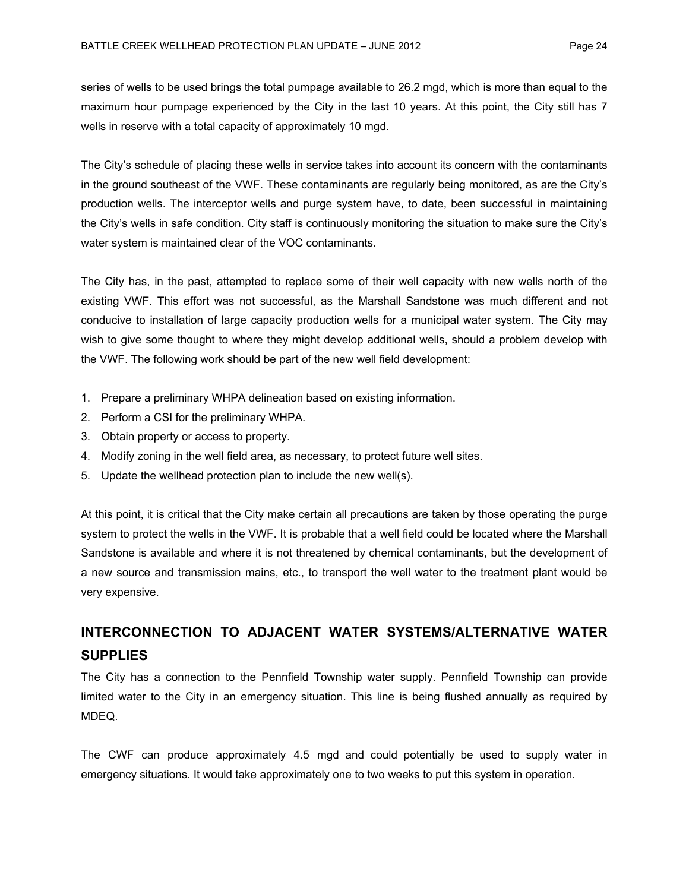series of wells to be used brings the total pumpage available to 26.2 mgd, which is more than equal to the maximum hour pumpage experienced by the City in the last 10 years. At this point, the City still has 7 wells in reserve with a total capacity of approximately 10 mgd.

The City's schedule of placing these wells in service takes into account its concern with the contaminants in the ground southeast of the VWF. These contaminants are regularly being monitored, as are the City's production wells. The interceptor wells and purge system have, to date, been successful in maintaining the City's wells in safe condition. City staff is continuously monitoring the situation to make sure the City's water system is maintained clear of the VOC contaminants.

The City has, in the past, attempted to replace some of their well capacity with new wells north of the existing VWF. This effort was not successful, as the Marshall Sandstone was much different and not conducive to installation of large capacity production wells for a municipal water system. The City may wish to give some thought to where they might develop additional wells, should a problem develop with the VWF. The following work should be part of the new well field development:

1. Prepare a preliminary WHPA delineation based on existing information.
2. Perform a CSI for the preliminary WHPA.
3. Obtain property or access to property.
4. Modify zoning in the well field area, as necessary, to protect future well sites.
5. Update the wellhead protection plan to include the new well(s).

At this point, it is critical that the City make certain all precautions are taken by those operating the purge system to protect the wells in the VWF. It is probable that a well field could be located where the Marshall Sandstone is available and where it is not threatened by chemical contaminants, but the development of a new source and transmission mains, etc., to transport the well water to the treatment plant would be very expensive.

## INTERCONNECTION TO ADJACENT WATER SYSTEMS/ALTERNATIVE WATER SUPPLIES

The City has a connection to the Pennfield Township water supply. Pennfield Township can provide limited water to the City in an emergency situation. This line is being flushed annually as required by MDEQ.

The CWF can produce approximately 4.5 mgd and could potentially be used to supply water in emergency situations. It would take approximately one to two weeks to put this system in operation.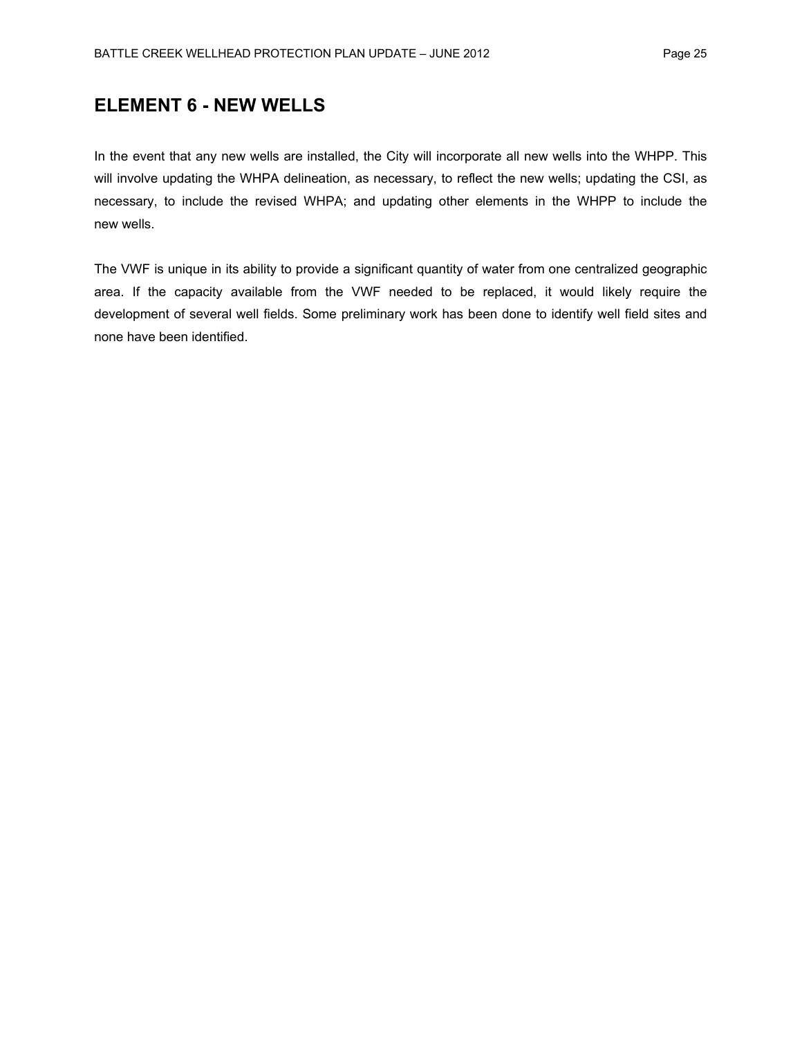# ELEMENT 6 - NEW WELLS

In the event that any new wells are installed, the City will incorporate all new wells into the WHPP. This will involve updating the WHPA delineation, as necessary, to reflect the new wells; updating the CSI, as necessary, to include the revised WHPA; and updating other elements in the WHPP to include the new wells.

The VWF is unique in its ability to provide a significant quantity of water from one centralized geographic area. If the capacity available from the VWF needed to be replaced, it would likely require the development of several well fields. Some preliminary work has been done to identify well field sites and none have been identified.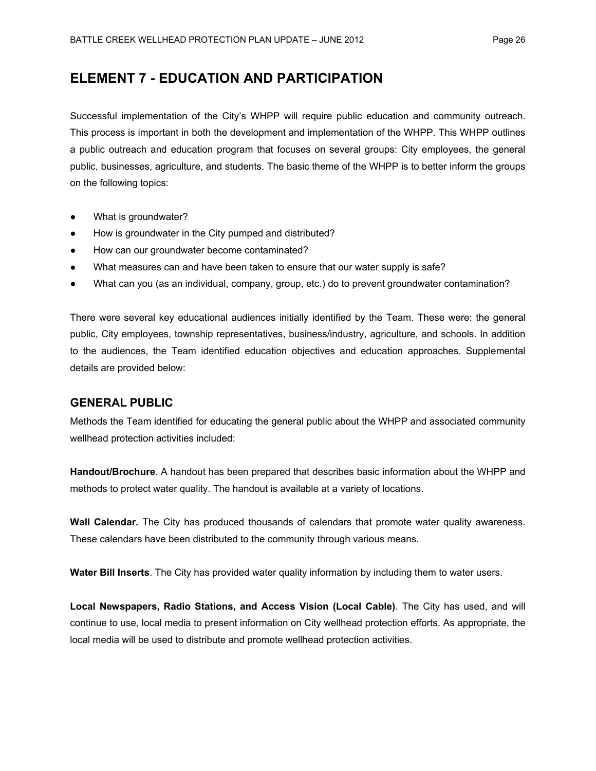# ELEMENT 7 - EDUCATION AND PARTICIPATION

Successful implementation of the City's WHPP will require public education and community outreach. This process is important in both the development and implementation of the WHPP. This WHPP outlines a public outreach and education program that focuses on several groups: City employees, the general public, businesses, agriculture, and students. The basic theme of the WHPP is to better inform the groups on the following topics:

- What is groundwater?
- How is groundwater in the City pumped and distributed?
- How can our groundwater become contaminated?
- What measures can and have been taken to ensure that our water supply is safe?
- What can you (as an individual, company, group, etc.) do to prevent groundwater contamination?

There were several key educational audiences initially identified by the Team. These were: the general public, City employees, township representatives, business/industry, agriculture, and schools. In addition to the audiences, the Team identified education objectives and education approaches. Supplemental details are provided below:

## GENERAL PUBLIC

Methods the Team identified for educating the general public about the WHPP and associated community wellhead protection activities included:

**Handout/Brochure**. A handout has been prepared that describes basic information about the WHPP and methods to protect water quality. The handout is available at a variety of locations.

**Wall Calendar.** The City has produced thousands of calendars that promote water quality awareness. These calendars have been distributed to the community through various means.

**Water Bill Inserts**. The City has provided water quality information by including them to water users.

**Local Newspapers, Radio Stations, and Access Vision (Local Cable)**. The City has used, and will continue to use, local media to present information on City wellhead protection efforts. As appropriate, the local media will be used to distribute and promote wellhead protection activities.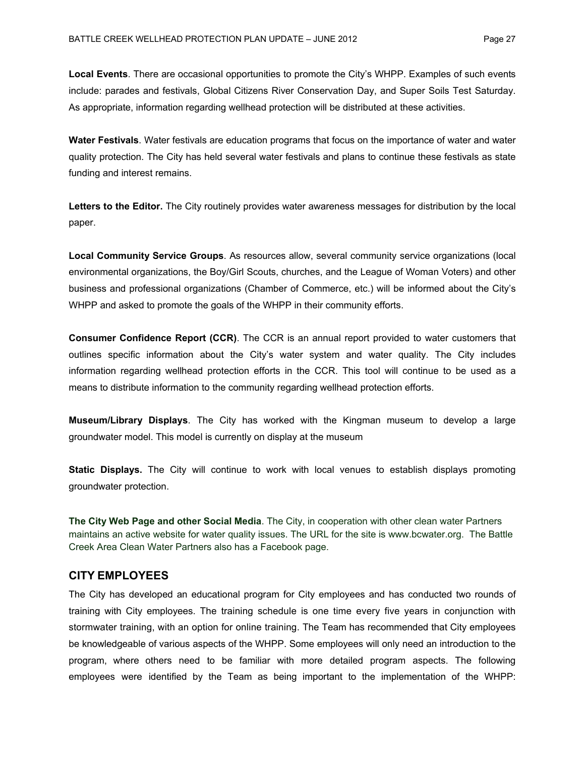**Local Events**. There are occasional opportunities to promote the City's WHPP. Examples of such events include: parades and festivals, Global Citizens River Conservation Day, and Super Soils Test Saturday. As appropriate, information regarding wellhead protection will be distributed at these activities.

**Water Festivals**. Water festivals are education programs that focus on the importance of water and water quality protection. The City has held several water festivals and plans to continue these festivals as state funding and interest remains.

**Letters to the Editor.** The City routinely provides water awareness messages for distribution by the local paper.

**Local Community Service Groups**. As resources allow, several community service organizations (local environmental organizations, the Boy/Girl Scouts, churches, and the League of Woman Voters) and other business and professional organizations (Chamber of Commerce, etc.) will be informed about the City's WHPP and asked to promote the goals of the WHPP in their community efforts.

**Consumer Confidence Report (CCR)**. The CCR is an annual report provided to water customers that outlines specific information about the City's water system and water quality. The City includes information regarding wellhead protection efforts in the CCR. This tool will continue to be used as a means to distribute information to the community regarding wellhead protection efforts.

**Museum/Library Displays**. The City has worked with the Kingman museum to develop a large groundwater model. This model is currently on display at the museum

**Static Displays.** The City will continue to work with local venues to establish displays promoting groundwater protection.

**The City Web Page and other Social Media**. The City, in cooperation with other clean water Partners maintains an active website for water quality issues. The URL for the site is www.bcwater.org. The Battle Creek Area Clean Water Partners also has a Facebook page.

## CITY EMPLOYEES

The City has developed an educational program for City employees and has conducted two rounds of training with City employees. The training schedule is one time every five years in conjunction with stormwater training, with an option for online training. The Team has recommended that City employees be knowledgeable of various aspects of the WHPP. Some employees will only need an introduction to the program, where others need to be familiar with more detailed program aspects. The following employees were identified by the Team as being important to the implementation of the WHPP: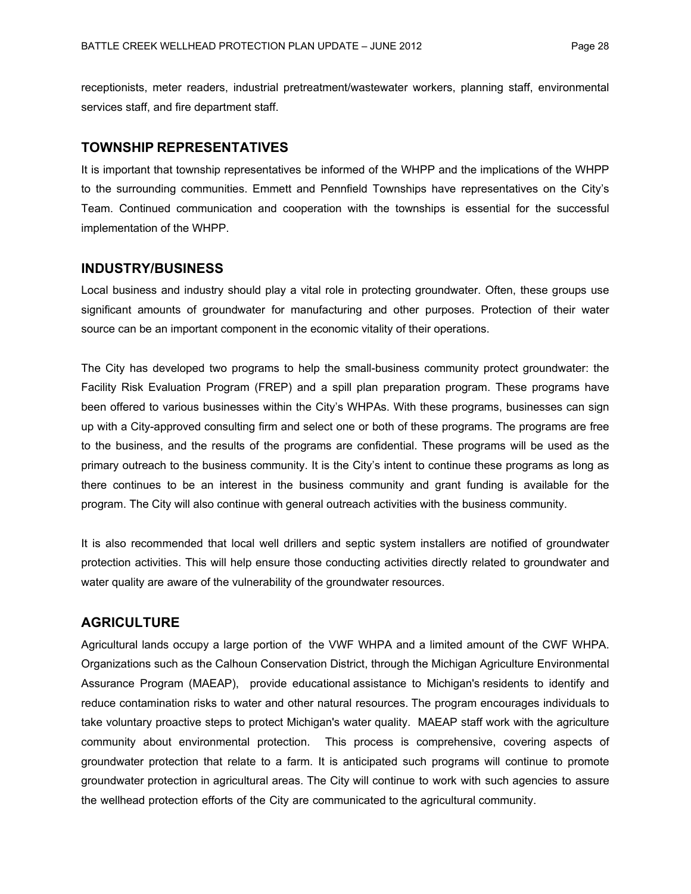receptionists, meter readers, industrial pretreatment/wastewater workers, planning staff, environmental services staff, and fire department staff.

## TOWNSHIP REPRESENTATIVES

It is important that township representatives be informed of the WHPP and the implications of the WHPP to the surrounding communities. Emmett and Pennfield Townships have representatives on the City's Team. Continued communication and cooperation with the townships is essential for the successful implementation of the WHPP.

## INDUSTRY/BUSINESS

Local business and industry should play a vital role in protecting groundwater. Often, these groups use significant amounts of groundwater for manufacturing and other purposes. Protection of their water source can be an important component in the economic vitality of their operations.

The City has developed two programs to help the small-business community protect groundwater: the Facility Risk Evaluation Program (FREP) and a spill plan preparation program. These programs have been offered to various businesses within the City's WHPAs. With these programs, businesses can sign up with a City-approved consulting firm and select one or both of these programs. The programs are free to the business, and the results of the programs are confidential. These programs will be used as the primary outreach to the business community. It is the City's intent to continue these programs as long as there continues to be an interest in the business community and grant funding is available for the program. The City will also continue with general outreach activities with the business community.

It is also recommended that local well drillers and septic system installers are notified of groundwater protection activities. This will help ensure those conducting activities directly related to groundwater and water quality are aware of the vulnerability of the groundwater resources.

## AGRICULTURE

Agricultural lands occupy a large portion of the VWF WHPA and a limited amount of the CWF WHPA. Organizations such as the Calhoun Conservation District, through the Michigan Agriculture Environmental Assurance Program (MAEAP), provide educational assistance to Michigan's residents to identify and reduce contamination risks to water and other natural resources. The program encourages individuals to take voluntary proactive steps to protect Michigan's water quality. MAEAP staff work with the agriculture community about environmental protection. This process is comprehensive, covering aspects of groundwater protection that relate to a farm. It is anticipated such programs will continue to promote groundwater protection in agricultural areas. The City will continue to work with such agencies to assure the wellhead protection efforts of the City are communicated to the agricultural community.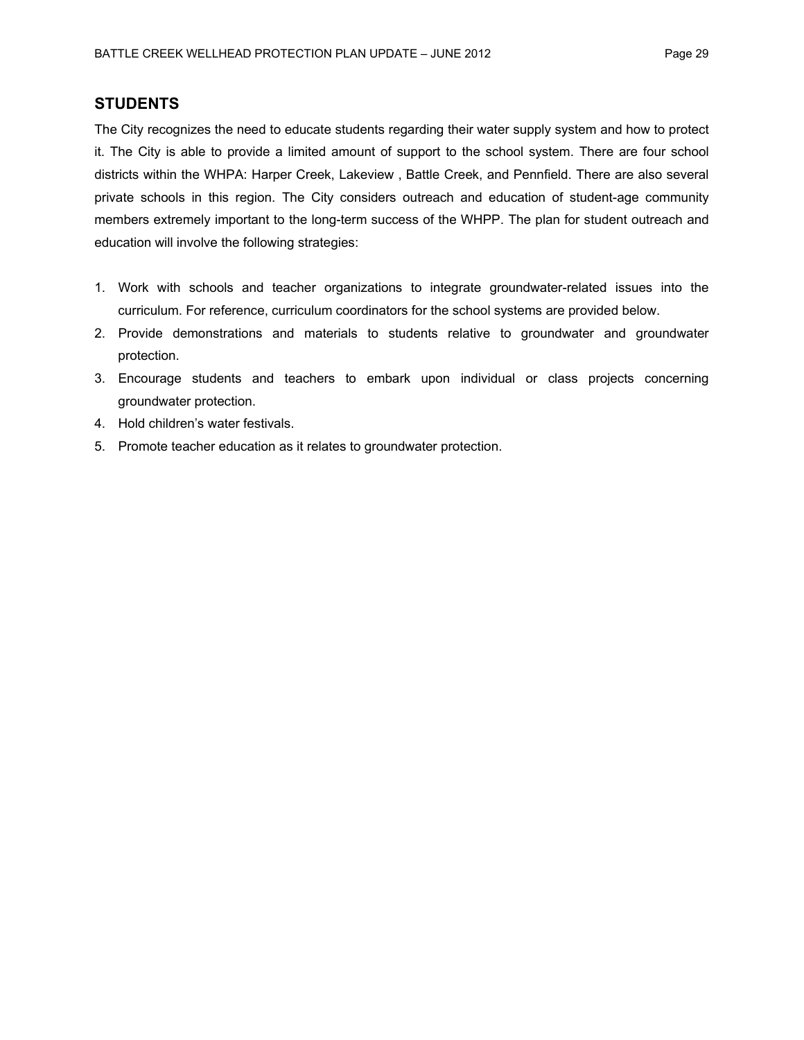## STUDENTS

The City recognizes the need to educate students regarding their water supply system and how to protect it. The City is able to provide a limited amount of support to the school system. There are four school districts within the WHPA: Harper Creek, Lakeview , Battle Creek, and Pennfield. There are also several private schools in this region. The City considers outreach and education of student-age community members extremely important to the long-term success of the WHPP. The plan for student outreach and education will involve the following strategies:

1. Work with schools and teacher organizations to integrate groundwater-related issues into the curriculum. For reference, curriculum coordinators for the school systems are provided below.
2. Provide demonstrations and materials to students relative to groundwater and groundwater protection.
3. Encourage students and teachers to embark upon individual or class projects concerning groundwater protection.
4. Hold children's water festivals.
5. Promote teacher education as it relates to groundwater protection.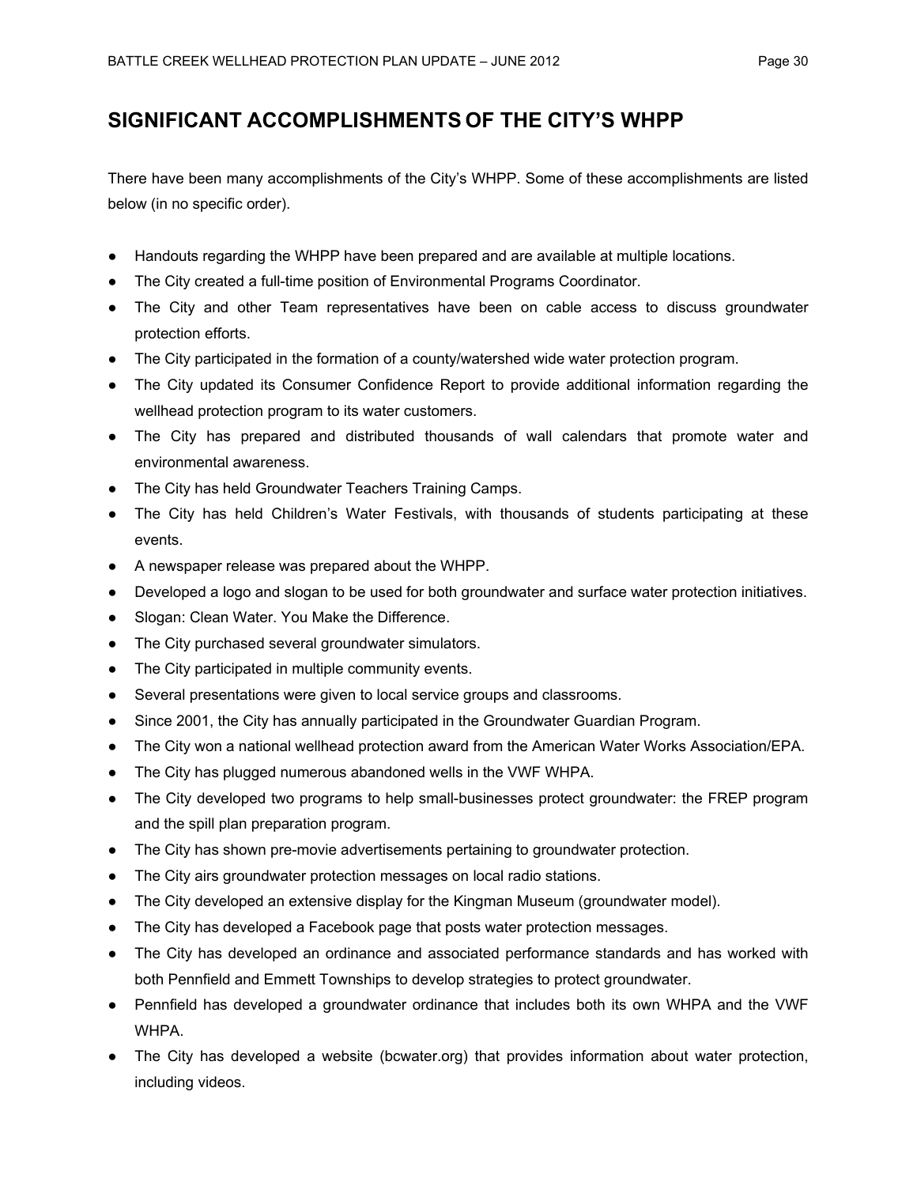## SIGNIFICANT ACCOMPLISHMENTS OF THE CITY'S WHPP

There have been many accomplishments of the City's WHPP. Some of these accomplishments are listed below (in no specific order).

- Handouts regarding the WHPP have been prepared and are available at multiple locations.
- The City created a full-time position of Environmental Programs Coordinator.
- The City and other Team representatives have been on cable access to discuss groundwater protection efforts.
- The City participated in the formation of a county/watershed wide water protection program.
- The City updated its Consumer Confidence Report to provide additional information regarding the wellhead protection program to its water customers.
- The City has prepared and distributed thousands of wall calendars that promote water and environmental awareness.
- The City has held Groundwater Teachers Training Camps.
- The City has held Children's Water Festivals, with thousands of students participating at these events.
- A newspaper release was prepared about the WHPP.
- Developed a logo and slogan to be used for both groundwater and surface water protection initiatives.
- Slogan: Clean Water. You Make the Difference.
- The City purchased several groundwater simulators.
- The City participated in multiple community events.
- Several presentations were given to local service groups and classrooms.
- Since 2001, the City has annually participated in the Groundwater Guardian Program.
- The City won a national wellhead protection award from the American Water Works Association/EPA.
- The City has plugged numerous abandoned wells in the VWF WHPA.
- The City developed two programs to help small-businesses protect groundwater: the FREP program and the spill plan preparation program.
- The City has shown pre-movie advertisements pertaining to groundwater protection.
- The City airs groundwater protection messages on local radio stations.
- The City developed an extensive display for the Kingman Museum (groundwater model).
- The City has developed a Facebook page that posts water protection messages.
- The City has developed an ordinance and associated performance standards and has worked with both Pennfield and Emmett Townships to develop strategies to protect groundwater.
- Pennfield has developed a groundwater ordinance that includes both its own WHPA and the VWF WHPA.
- The City has developed a website (bcwater.org) that provides information about water protection, including videos.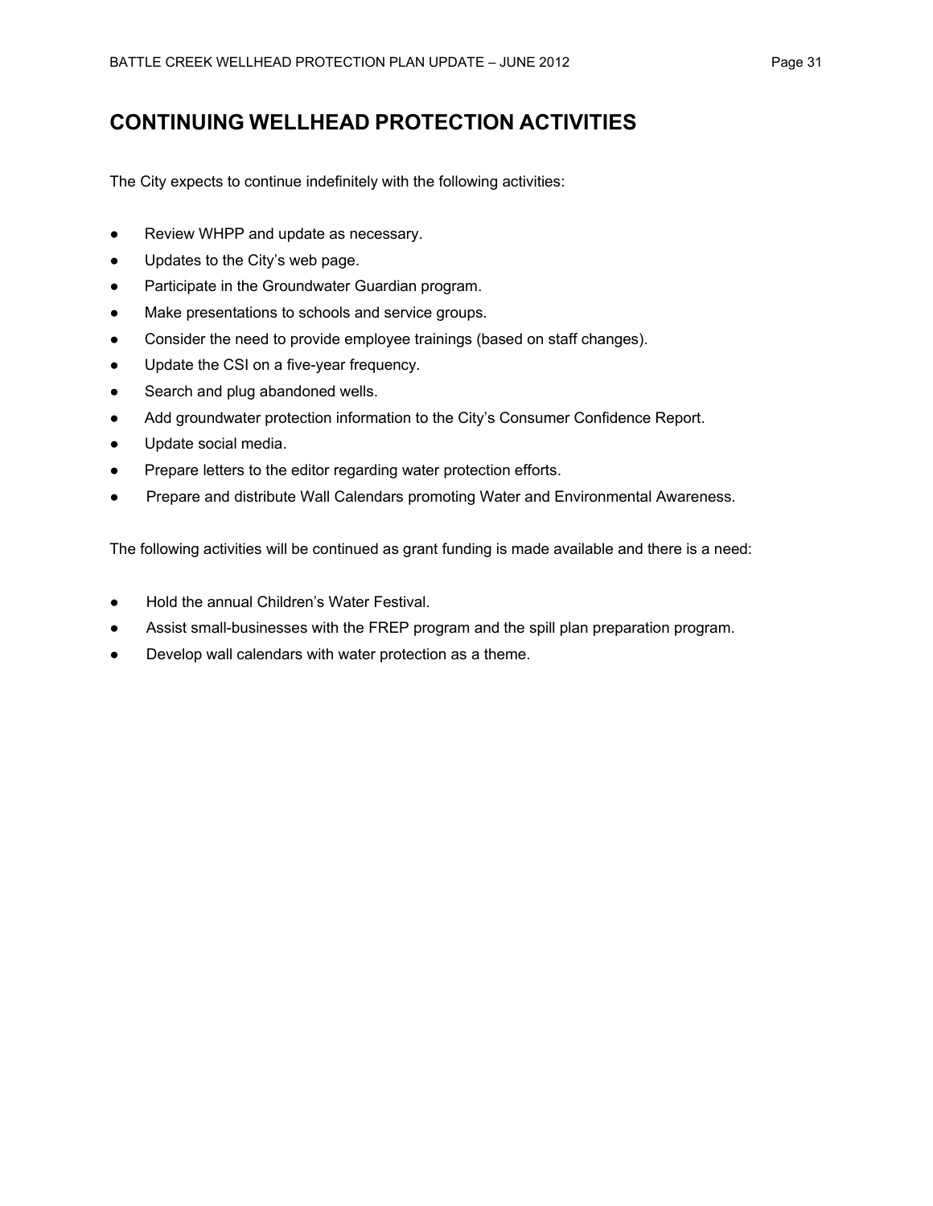# CONTINUING WELLHEAD PROTECTION ACTIVITIES

The City expects to continue indefinitely with the following activities:

- Review WHPP and update as necessary.
- Updates to the City's web page.
- Participate in the Groundwater Guardian program.
- Make presentations to schools and service groups.
- Consider the need to provide employee trainings (based on staff changes).
- Update the CSI on a five-year frequency.
- Search and plug abandoned wells.
- Add groundwater protection information to the City's Consumer Confidence Report.
- Update social media.
- Prepare letters to the editor regarding water protection efforts.
- Prepare and distribute Wall Calendars promoting Water and Environmental Awareness.

The following activities will be continued as grant funding is made available and there is a need:

- Hold the annual Children's Water Festival.
- Assist small-businesses with the FREP program and the spill plan preparation program.
- Develop wall calendars with water protection as a theme.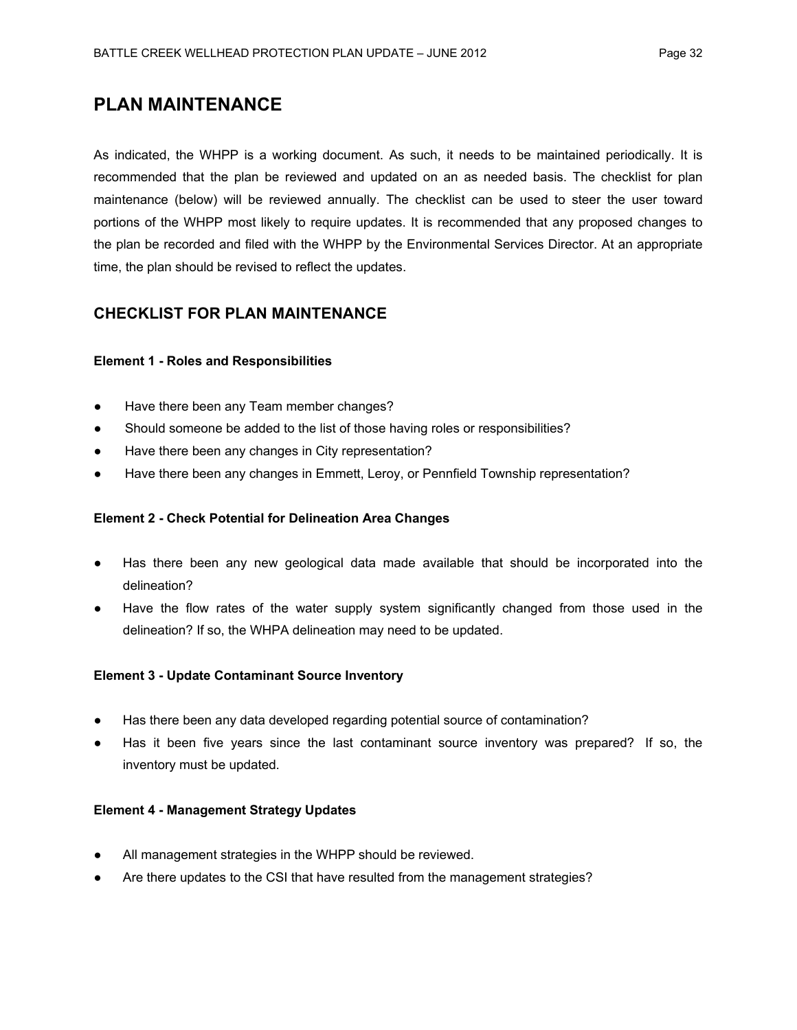# PLAN MAINTENANCE

As indicated, the WHPP is a working document. As such, it needs to be maintained periodically. It is recommended that the plan be reviewed and updated on an as needed basis. The checklist for plan maintenance (below) will be reviewed annually. The checklist can be used to steer the user toward portions of the WHPP most likely to require updates. It is recommended that any proposed changes to the plan be recorded and filed with the WHPP by the Environmental Services Director. At an appropriate time, the plan should be revised to reflect the updates.

## CHECKLIST FOR PLAN MAINTENANCE

**Element 1 - Roles and Responsibilities**

- Have there been any Team member changes?
- Should someone be added to the list of those having roles or responsibilities?
- Have there been any changes in City representation?
- Have there been any changes in Emmett, Leroy, or Pennfield Township representation?

**Element 2 - Check Potential for Delineation Area Changes**

- Has there been any new geological data made available that should be incorporated into the delineation?
- Have the flow rates of the water supply system significantly changed from those used in the delineation? If so, the WHPA delineation may need to be updated.

**Element 3 - Update Contaminant Source Inventory**

- Has there been any data developed regarding potential source of contamination?
- Has it been five years since the last contaminant source inventory was prepared? If so, the inventory must be updated.

**Element 4 - Management Strategy Updates**

- All management strategies in the WHPP should be reviewed.
- Are there updates to the CSI that have resulted from the management strategies?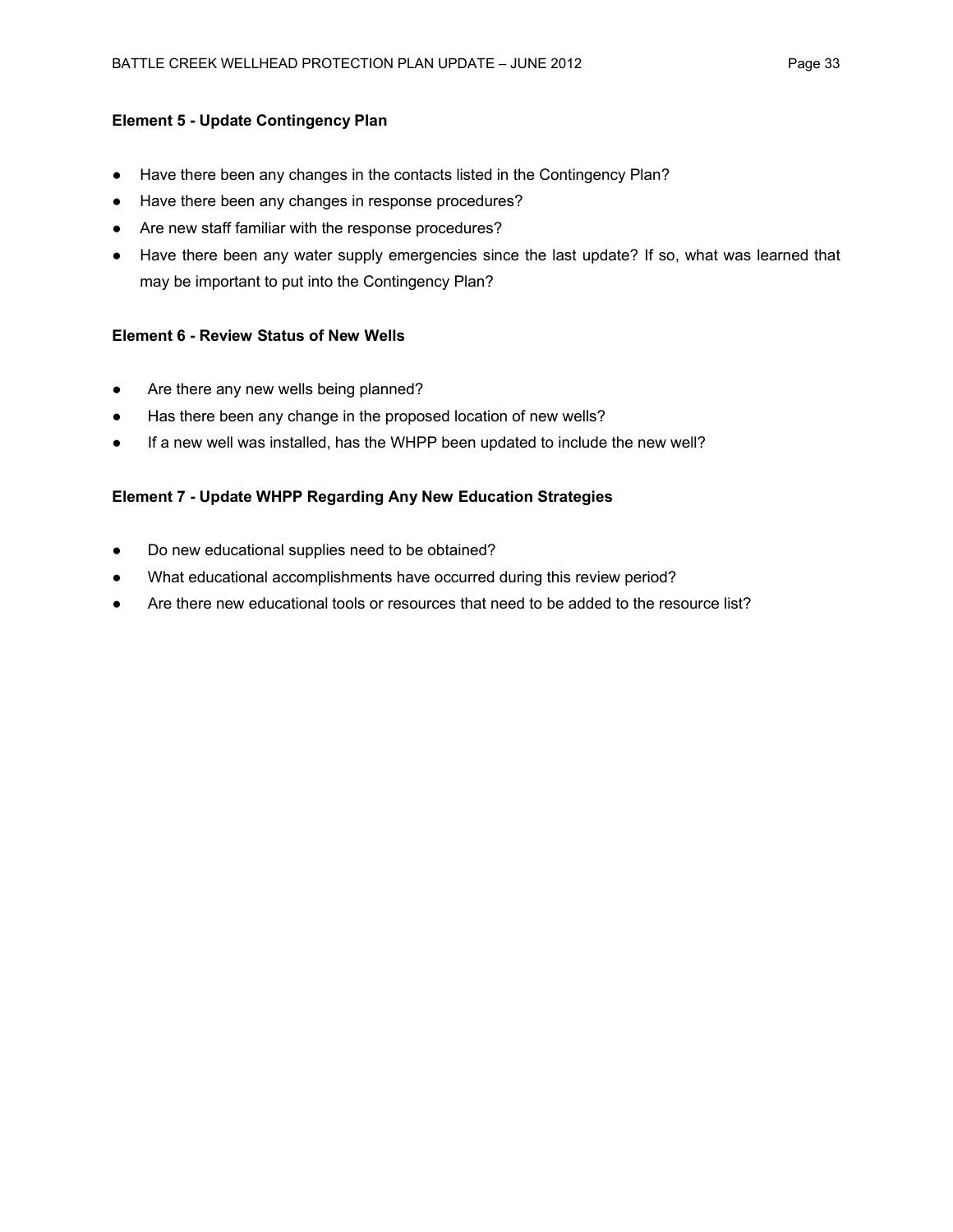**Element 5 - Update Contingency Plan**

- Have there been any changes in the contacts listed in the Contingency Plan?
- Have there been any changes in response procedures?
- Are new staff familiar with the response procedures?
- Have there been any water supply emergencies since the last update? If so, what was learned that may be important to put into the Contingency Plan?

**Element 6 - Review Status of New Wells**

- Are there any new wells being planned?
- Has there been any change in the proposed location of new wells?
- If a new well was installed, has the WHPP been updated to include the new well?

**Element 7 - Update WHPP Regarding Any New Education Strategies**

- Do new educational supplies need to be obtained?
- What educational accomplishments have occurred during this review period?
- Are there new educational tools or resources that need to be added to the resource list?